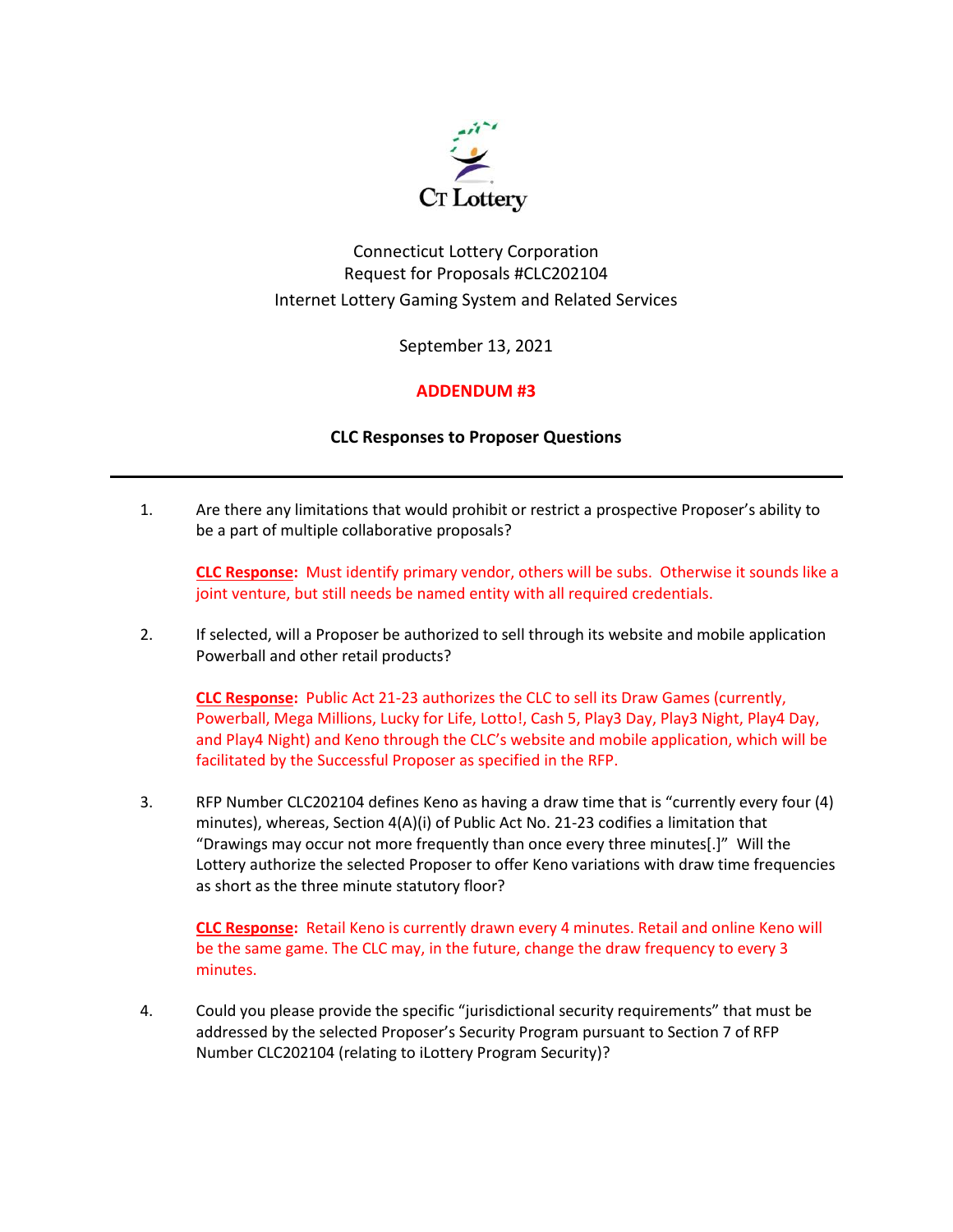CT Lottery

Connecticut Lottery Corporation
Request for Proposals #CLC202104
Internet Lottery Gaming System and Related Services

September 13, 2021

**ADDENDUM #3**

**CLC Responses to Proposer Questions**

---

1. Are there any limitations that would prohibit or restrict a prospective Proposer's ability to be a part of multiple collaborative proposals?

   **CLC Response:** Must identify primary vendor, others will be subs. Otherwise it sounds like a joint venture, but still needs be named entity with all required credentials.

2. If selected, will a Proposer be authorized to sell through its website and mobile application Powerball and other retail products?

   **CLC Response:** Public Act 21-23 authorizes the CLC to sell its Draw Games (currently, Powerball, Mega Millions, Lucky for Life, Lotto!, Cash 5, Play3 Day, Play3 Night, Play4 Day, and Play4 Night) and Keno through the CLC's website and mobile application, which will be facilitated by the Successful Proposer as specified in the RFP.

3. RFP Number CLC202104 defines Keno as having a draw time that is "currently every four (4) minutes), whereas, Section 4(A)(i) of Public Act No. 21-23 codifies a limitation that "Drawings may occur not more frequently than once every three minutes[.]" Will the Lottery authorize the selected Proposer to offer Keno variations with draw time frequencies as short as the three minute statutory floor?

   **CLC Response:** Retail Keno is currently drawn every 4 minutes. Retail and online Keno will be the same game. The CLC may, in the future, change the draw frequency to every 3 minutes.

4. Could you please provide the specific "jurisdictional security requirements" that must be addressed by the selected Proposer's Security Program pursuant to Section 7 of RFP Number CLC202104 (relating to iLottery Program Security)?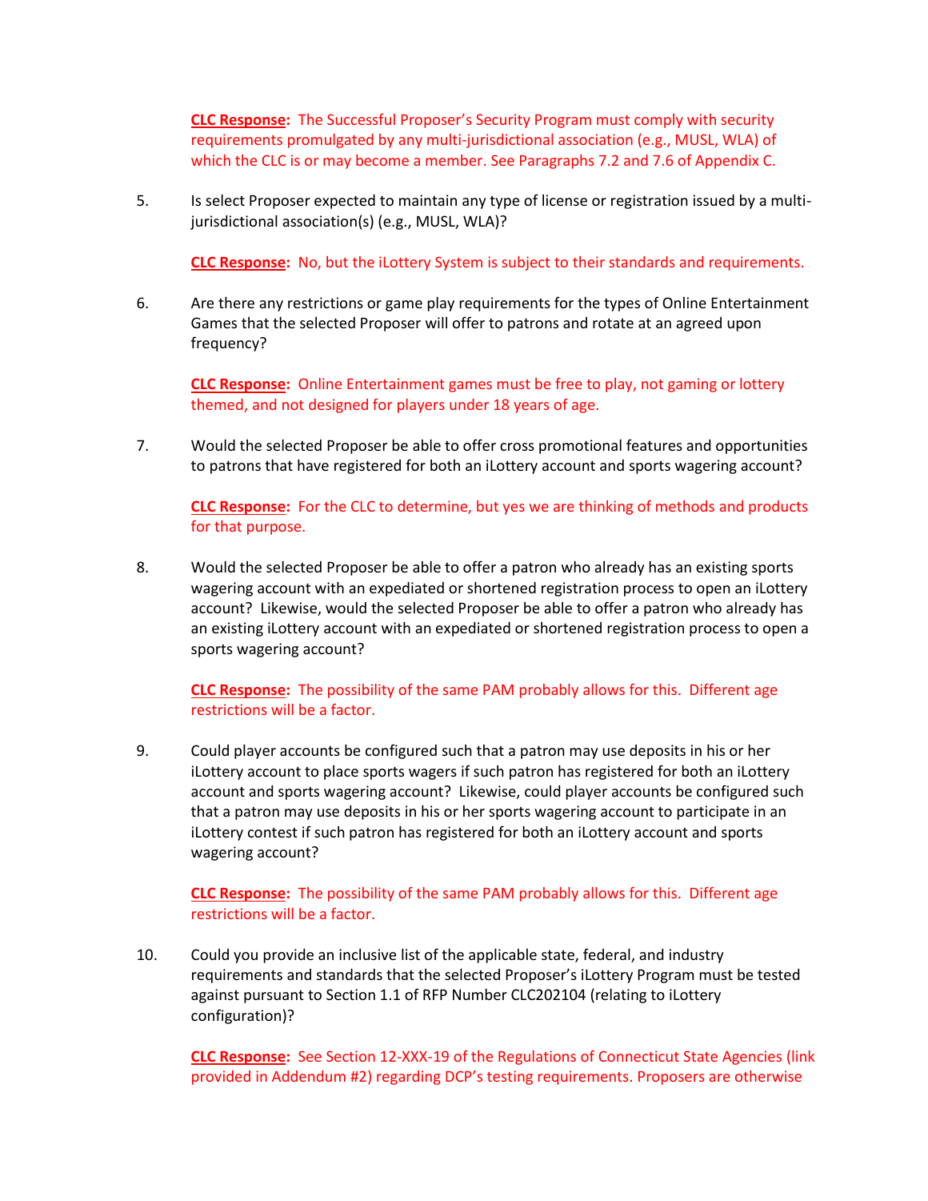**CLC Response:** The Successful Proposer's Security Program must comply with security requirements promulgated by any multi-jurisdictional association (e.g., MUSL, WLA) of which the CLC is or may become a member. See Paragraphs 7.2 and 7.6 of Appendix C.

5. Is select Proposer expected to maintain any type of license or registration issued by a multi-jurisdictional association(s) (e.g., MUSL, WLA)?

   **CLC Response:** No, but the iLottery System is subject to their standards and requirements.

6. Are there any restrictions or game play requirements for the types of Online Entertainment Games that the selected Proposer will offer to patrons and rotate at an agreed upon frequency?

   **CLC Response:** Online Entertainment games must be free to play, not gaming or lottery themed, and not designed for players under 18 years of age.

7. Would the selected Proposer be able to offer cross promotional features and opportunities to patrons that have registered for both an iLottery account and sports wagering account?

   **CLC Response:** For the CLC to determine, but yes we are thinking of methods and products for that purpose.

8. Would the selected Proposer be able to offer a patron who already has an existing sports wagering account with an expedited or shortened registration process to open an iLottery account? Likewise, would the selected Proposer be able to offer a patron who already has an existing iLottery account with an expedited or shortened registration process to open a sports wagering account?

   **CLC Response:** The possibility of the same PAM probably allows for this. Different age restrictions will be a factor.

9. Could player accounts be configured such that a patron may use deposits in his or her iLottery account to place sports wagers if such patron has registered for both an iLottery account and sports wagering account? Likewise, could player accounts be configured such that a patron may use deposits in his or her sports wagering account to participate in an iLottery contest if such patron has registered for both an iLottery account and sports wagering account?

   **CLC Response:** The possibility of the same PAM probably allows for this. Different age restrictions will be a factor.

10. Could you provide an inclusive list of the applicable state, federal, and industry requirements and standards that the selected Proposer's iLottery Program must be tested against pursuant to Section 1.1 of RFP Number CLC202104 (relating to iLottery configuration)?

    **CLC Response:** See Section 12-XXX-19 of the Regulations of Connecticut State Agencies (link provided in Addendum #2) regarding DCP's testing requirements. Proposers are otherwise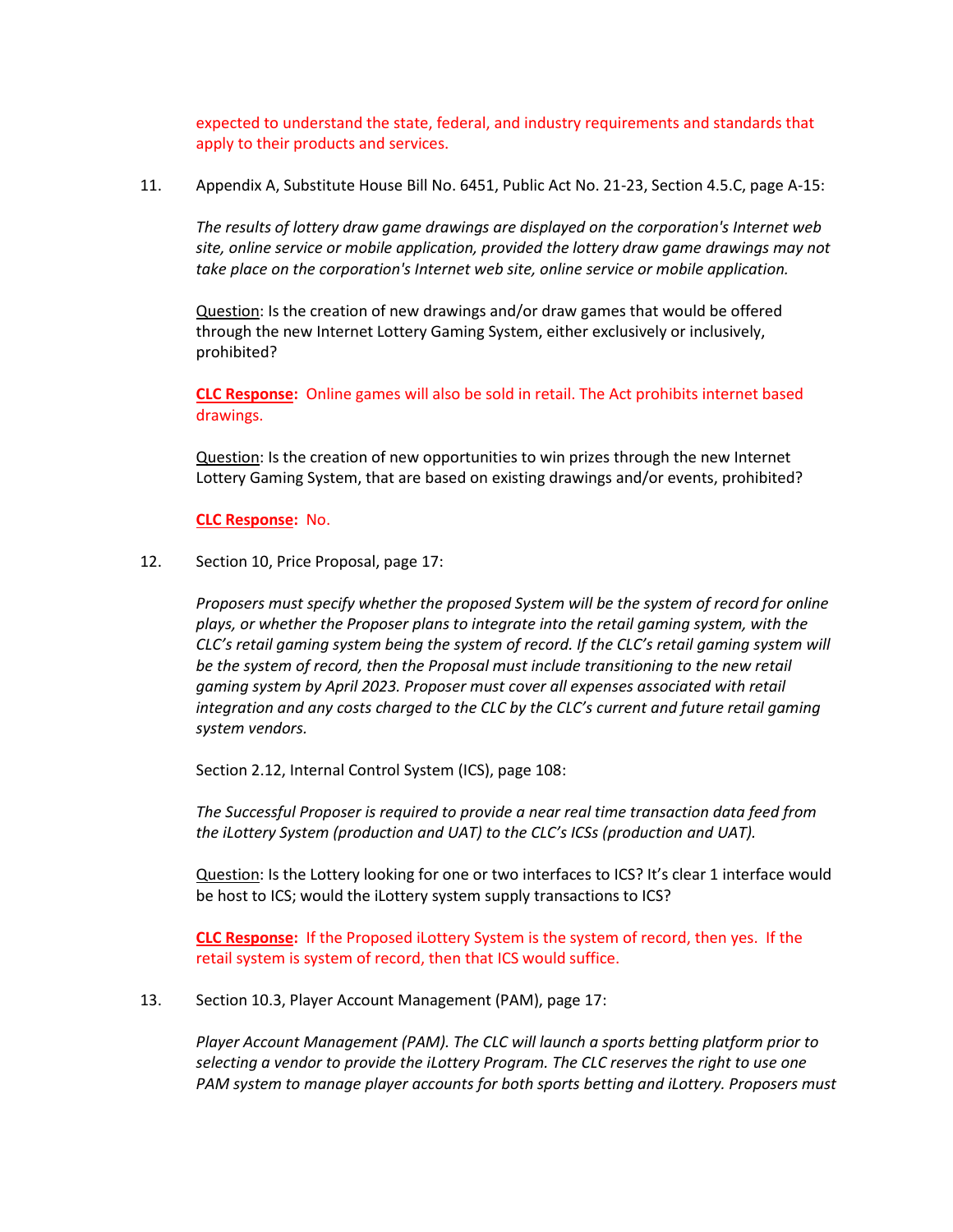expected to understand the state, federal, and industry requirements and standards that apply to their products and services.

11. Appendix A, Substitute House Bill No. 6451, Public Act No. 21-23, Section 4.5.C, page A-15:

    *The results of lottery draw game drawings are displayed on the corporation's Internet web site, online service or mobile application, provided the lottery draw game drawings may not take place on the corporation's Internet web site, online service or mobile application.*

    Question: Is the creation of new drawings and/or draw games that would be offered through the new Internet Lottery Gaming System, either exclusively or inclusively, prohibited?

    **CLC Response:** Online games will also be sold in retail. The Act prohibits internet based drawings.

    Question: Is the creation of new opportunities to win prizes through the new Internet Lottery Gaming System, that are based on existing drawings and/or events, prohibited?

    **CLC Response:** No.

12. Section 10, Price Proposal, page 17:

    *Proposers must specify whether the proposed System will be the system of record for online plays, or whether the Proposer plans to integrate into the retail gaming system, with the CLC's retail gaming system being the system of record. If the CLC's retail gaming system will be the system of record, then the Proposal must include transitioning to the new retail gaming system by April 2023. Proposer must cover all expenses associated with retail integration and any costs charged to the CLC by the CLC's current and future retail gaming system vendors.*

    Section 2.12, Internal Control System (ICS), page 108:

    *The Successful Proposer is required to provide a near real time transaction data feed from the iLottery System (production and UAT) to the CLC's ICSs (production and UAT).*

    Question: Is the Lottery looking for one or two interfaces to ICS? It's clear 1 interface would be host to ICS; would the iLottery system supply transactions to ICS?

    **CLC Response:** If the Proposed iLottery System is the system of record, then yes. If the retail system is system of record, then that ICS would suffice.

13. Section 10.3, Player Account Management (PAM), page 17:

    *Player Account Management (PAM). The CLC will launch a sports betting platform prior to selecting a vendor to provide the iLottery Program. The CLC reserves the right to use one PAM system to manage player accounts for both sports betting and iLottery. Proposers must*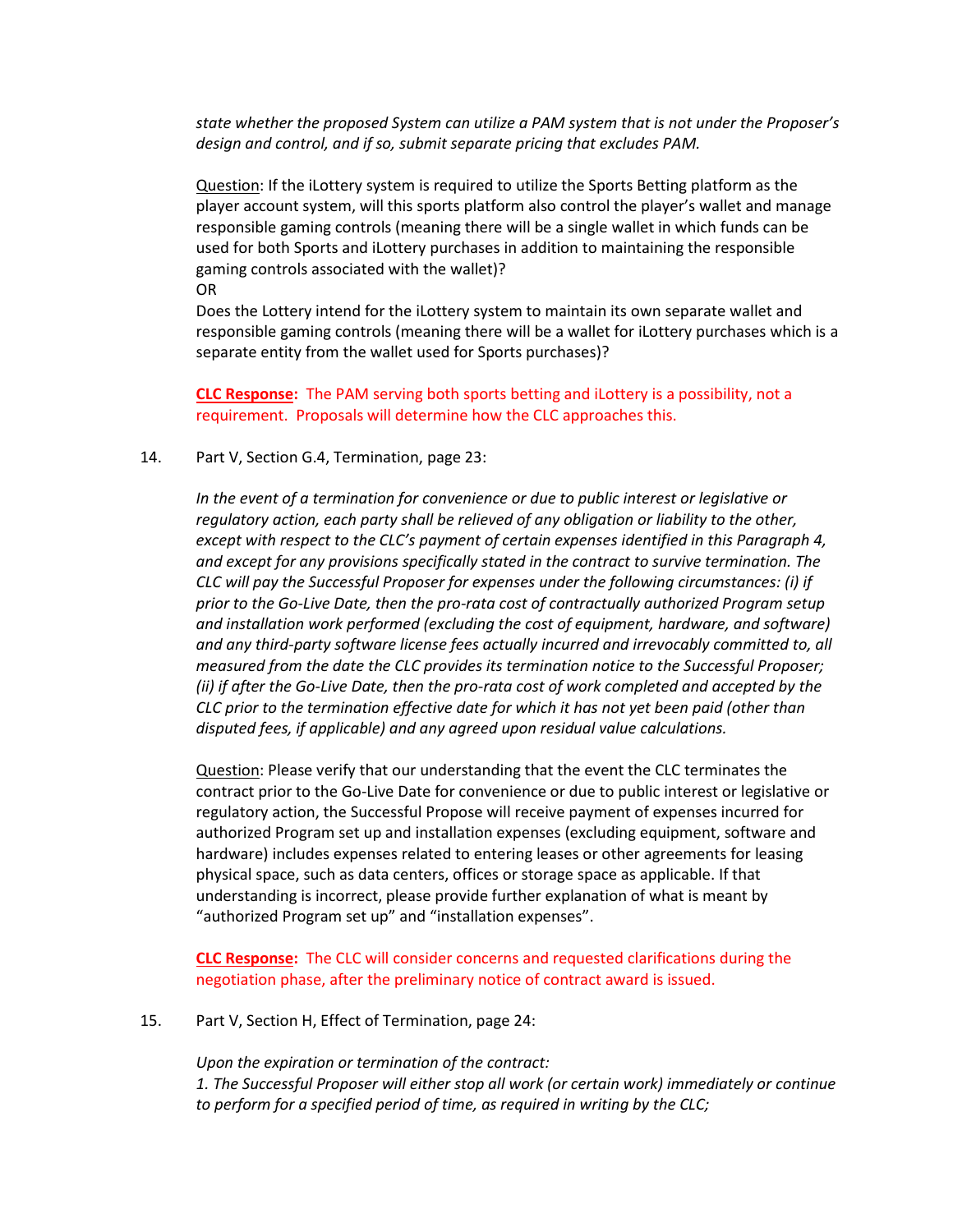*state whether the proposed System can utilize a PAM system that is not under the Proposer's design and control, and if so, submit separate pricing that excludes PAM.*

Question: If the iLottery system is required to utilize the Sports Betting platform as the player account system, will this sports platform also control the player's wallet and manage responsible gaming controls (meaning there will be a single wallet in which funds can be used for both Sports and iLottery purchases in addition to maintaining the responsible gaming controls associated with the wallet)?
OR
Does the Lottery intend for the iLottery system to maintain its own separate wallet and responsible gaming controls (meaning there will be a wallet for iLottery purchases which is a separate entity from the wallet used for Sports purchases)?

**CLC Response:** The PAM serving both sports betting and iLottery is a possibility, not a requirement. Proposals will determine how the CLC approaches this.

14. Part V, Section G.4, Termination, page 23:

*In the event of a termination for convenience or due to public interest or legislative or regulatory action, each party shall be relieved of any obligation or liability to the other, except with respect to the CLC's payment of certain expenses identified in this Paragraph 4, and except for any provisions specifically stated in the contract to survive termination. The CLC will pay the Successful Proposer for expenses under the following circumstances: (i) if prior to the Go-Live Date, then the pro-rata cost of contractually authorized Program setup and installation work performed (excluding the cost of equipment, hardware, and software) and any third-party software license fees actually incurred and irrevocably committed to, all measured from the date the CLC provides its termination notice to the Successful Proposer; (ii) if after the Go-Live Date, then the pro-rata cost of work completed and accepted by the CLC prior to the termination effective date for which it has not yet been paid (other than disputed fees, if applicable) and any agreed upon residual value calculations.*

Question: Please verify that our understanding that the event the CLC terminates the contract prior to the Go-Live Date for convenience or due to public interest or legislative or regulatory action, the Successful Propose will receive payment of expenses incurred for authorized Program set up and installation expenses (excluding equipment, software and hardware) includes expenses related to entering leases or other agreements for leasing physical space, such as data centers, offices or storage space as applicable. If that understanding is incorrect, please provide further explanation of what is meant by "authorized Program set up" and "installation expenses".

**CLC Response:** The CLC will consider concerns and requested clarifications during the negotiation phase, after the preliminary notice of contract award is issued.

15. Part V, Section H, Effect of Termination, page 24:

*Upon the expiration or termination of the contract:*
*1. The Successful Proposer will either stop all work (or certain work) immediately or continue to perform for a specified period of time, as required in writing by the CLC;*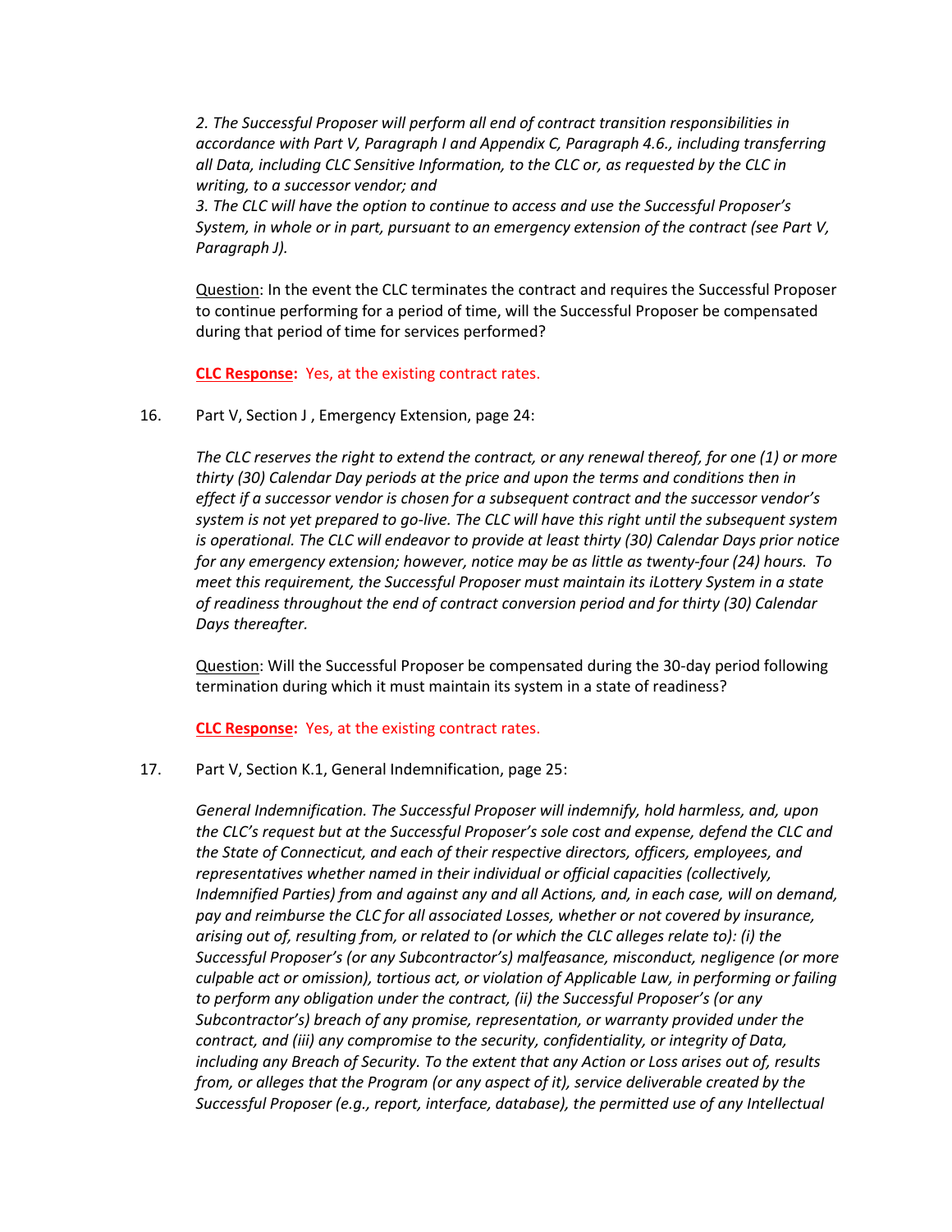*2. The Successful Proposer will perform all end of contract transition responsibilities in accordance with Part V, Paragraph I and Appendix C, Paragraph 4.6., including transferring all Data, including CLC Sensitive Information, to the CLC or, as requested by the CLC in writing, to a successor vendor; and*
*3. The CLC will have the option to continue to access and use the Successful Proposer's System, in whole or in part, pursuant to an emergency extension of the contract (see Part V, Paragraph J).*

<u>Question</u>: In the event the CLC terminates the contract and requires the Successful Proposer to continue performing for a period of time, will the Successful Proposer be compensated during that period of time for services performed?

**<u>CLC Response</u>:** Yes, at the existing contract rates.

16. Part V, Section J , Emergency Extension, page 24:

*The CLC reserves the right to extend the contract, or any renewal thereof, for one (1) or more thirty (30) Calendar Day periods at the price and upon the terms and conditions then in effect if a successor vendor is chosen for a subsequent contract and the successor vendor's system is not yet prepared to go-live. The CLC will have this right until the subsequent system is operational. The CLC will endeavor to provide at least thirty (30) Calendar Days prior notice for any emergency extension; however, notice may be as little as twenty-four (24) hours. To meet this requirement, the Successful Proposer must maintain its iLottery System in a state of readiness throughout the end of contract conversion period and for thirty (30) Calendar Days thereafter.*

<u>Question</u>: Will the Successful Proposer be compensated during the 30-day period following termination during which it must maintain its system in a state of readiness?

**<u>CLC Response</u>:** Yes, at the existing contract rates.

17. Part V, Section K.1, General Indemnification, page 25:

*General Indemnification. The Successful Proposer will indemnify, hold harmless, and, upon the CLC's request but at the Successful Proposer's sole cost and expense, defend the CLC and the State of Connecticut, and each of their respective directors, officers, employees, and representatives whether named in their individual or official capacities (collectively, Indemnified Parties) from and against any and all Actions, and, in each case, will on demand, pay and reimburse the CLC for all associated Losses, whether or not covered by insurance, arising out of, resulting from, or related to (or which the CLC alleges relate to): (i) the Successful Proposer's (or any Subcontractor's) malfeasance, misconduct, negligence (or more culpable act or omission), tortious act, or violation of Applicable Law, in performing or failing to perform any obligation under the contract, (ii) the Successful Proposer's (or any Subcontractor's) breach of any promise, representation, or warranty provided under the contract, and (iii) any compromise to the security, confidentiality, or integrity of Data, including any Breach of Security. To the extent that any Action or Loss arises out of, results from, or alleges that the Program (or any aspect of it), service deliverable created by the Successful Proposer (e.g., report, interface, database), the permitted use of any Intellectual*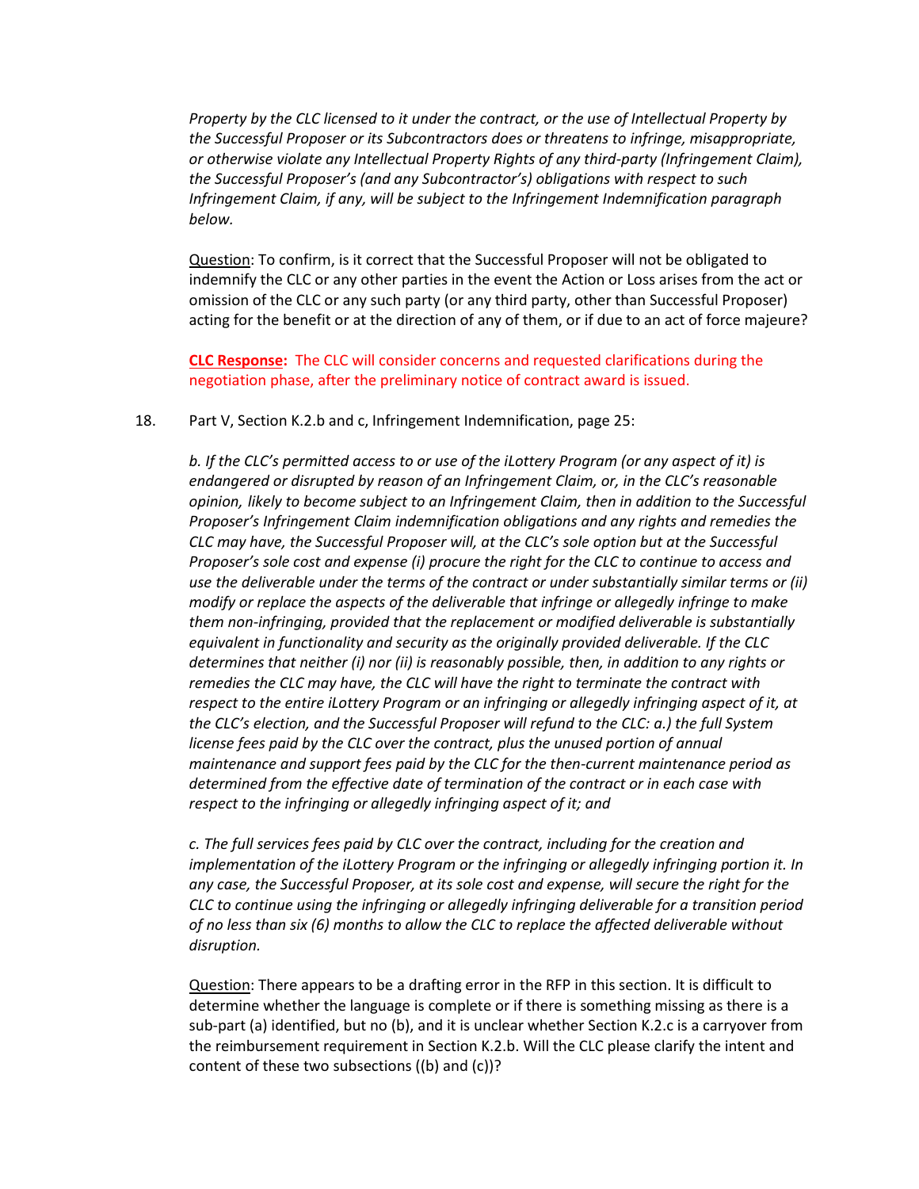*Property by the CLC licensed to it under the contract, or the use of Intellectual Property by the Successful Proposer or its Subcontractors does or threatens to infringe, misappropriate, or otherwise violate any Intellectual Property Rights of any third-party (Infringement Claim), the Successful Proposer's (and any Subcontractor's) obligations with respect to such Infringement Claim, if any, will be subject to the Infringement Indemnification paragraph below.*

<u>Question</u>: To confirm, is it correct that the Successful Proposer will not be obligated to indemnify the CLC or any other parties in the event the Action or Loss arises from the act or omission of the CLC or any such party (or any third party, other than Successful Proposer) acting for the benefit or at the direction of any of them, or if due to an act of force majeure?

**<u>CLC Response</u>:** The CLC will consider concerns and requested clarifications during the negotiation phase, after the preliminary notice of contract award is issued.

18. Part V, Section K.2.b and c, Infringement Indemnification, page 25:

*b. If the CLC's permitted access to or use of the iLottery Program (or any aspect of it) is endangered or disrupted by reason of an Infringement Claim, or, in the CLC's reasonable opinion, likely to become subject to an Infringement Claim, then in addition to the Successful Proposer's Infringement Claim indemnification obligations and any rights and remedies the CLC may have, the Successful Proposer will, at the CLC's sole option but at the Successful Proposer's sole cost and expense (i) procure the right for the CLC to continue to access and use the deliverable under the terms of the contract or under substantially similar terms or (ii) modify or replace the aspects of the deliverable that infringe or allegedly infringe to make them non-infringing, provided that the replacement or modified deliverable is substantially equivalent in functionality and security as the originally provided deliverable. If the CLC determines that neither (i) nor (ii) is reasonably possible, then, in addition to any rights or remedies the CLC may have, the CLC will have the right to terminate the contract with respect to the entire iLottery Program or an infringing or allegedly infringing aspect of it, at the CLC's election, and the Successful Proposer will refund to the CLC: a.) the full System license fees paid by the CLC over the contract, plus the unused portion of annual maintenance and support fees paid by the CLC for the then-current maintenance period as determined from the effective date of termination of the contract or in each case with respect to the infringing or allegedly infringing aspect of it; and*

*c. The full services fees paid by CLC over the contract, including for the creation and implementation of the iLottery Program or the infringing or allegedly infringing portion it. In any case, the Successful Proposer, at its sole cost and expense, will secure the right for the CLC to continue using the infringing or allegedly infringing deliverable for a transition period of no less than six (6) months to allow the CLC to replace the affected deliverable without disruption.*

<u>Question</u>: There appears to be a drafting error in the RFP in this section. It is difficult to determine whether the language is complete or if there is something missing as there is a sub-part (a) identified, but no (b), and it is unclear whether Section K.2.c is a carryover from the reimbursement requirement in Section K.2.b. Will the CLC please clarify the intent and content of these two subsections ((b) and (c))?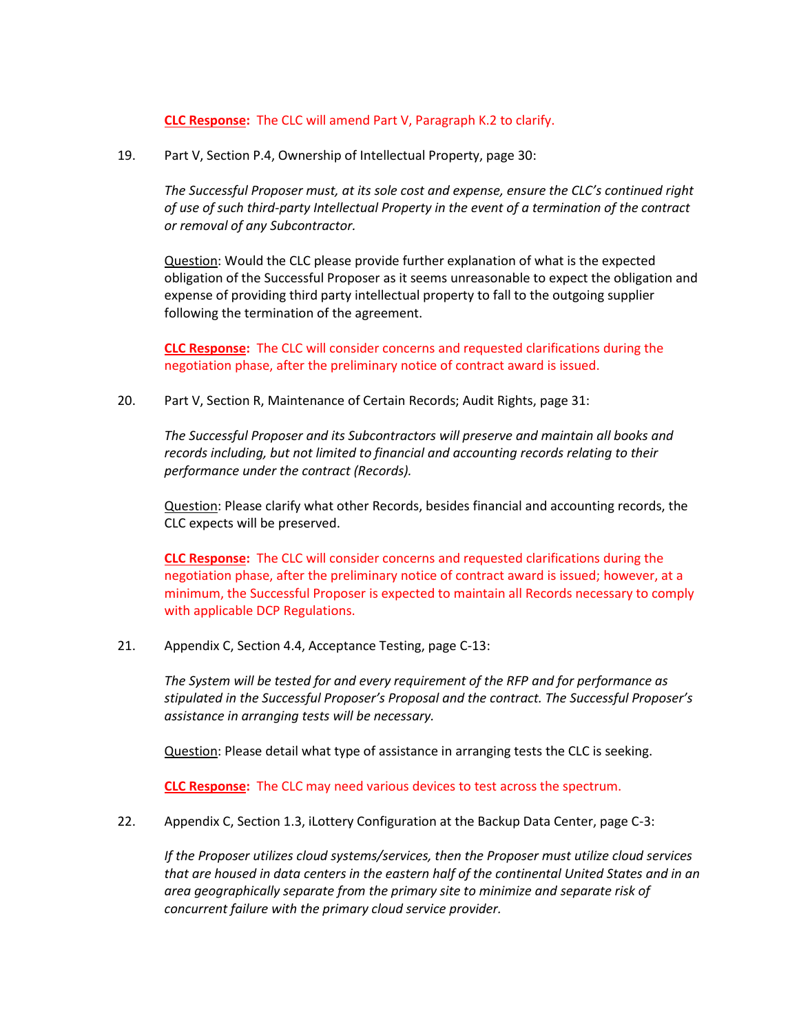**CLC Response:** The CLC will amend Part V, Paragraph K.2 to clarify.

19. Part V, Section P.4, Ownership of Intellectual Property, page 30:

 *The Successful Proposer must, at its sole cost and expense, ensure the CLC's continued right of use of such third-party Intellectual Property in the event of a termination of the contract or removal of any Subcontractor.*

 Question: Would the CLC please provide further explanation of what is the expected obligation of the Successful Proposer as it seems unreasonable to expect the obligation and expense of providing third party intellectual property to fall to the outgoing supplier following the termination of the agreement.

 **CLC Response:** The CLC will consider concerns and requested clarifications during the negotiation phase, after the preliminary notice of contract award is issued.

20. Part V, Section R, Maintenance of Certain Records; Audit Rights, page 31:

 *The Successful Proposer and its Subcontractors will preserve and maintain all books and records including, but not limited to financial and accounting records relating to their performance under the contract (Records).*

 Question: Please clarify what other Records, besides financial and accounting records, the CLC expects will be preserved.

 **CLC Response:** The CLC will consider concerns and requested clarifications during the negotiation phase, after the preliminary notice of contract award is issued; however, at a minimum, the Successful Proposer is expected to maintain all Records necessary to comply with applicable DCP Regulations.

21. Appendix C, Section 4.4, Acceptance Testing, page C-13:

 *The System will be tested for and every requirement of the RFP and for performance as stipulated in the Successful Proposer's Proposal and the contract. The Successful Proposer's assistance in arranging tests will be necessary.*

 Question: Please detail what type of assistance in arranging tests the CLC is seeking.

 **CLC Response:** The CLC may need various devices to test across the spectrum.

22. Appendix C, Section 1.3, iLottery Configuration at the Backup Data Center, page C-3:

 *If the Proposer utilizes cloud systems/services, then the Proposer must utilize cloud services that are housed in data centers in the eastern half of the continental United States and in an area geographically separate from the primary site to minimize and separate risk of concurrent failure with the primary cloud service provider.*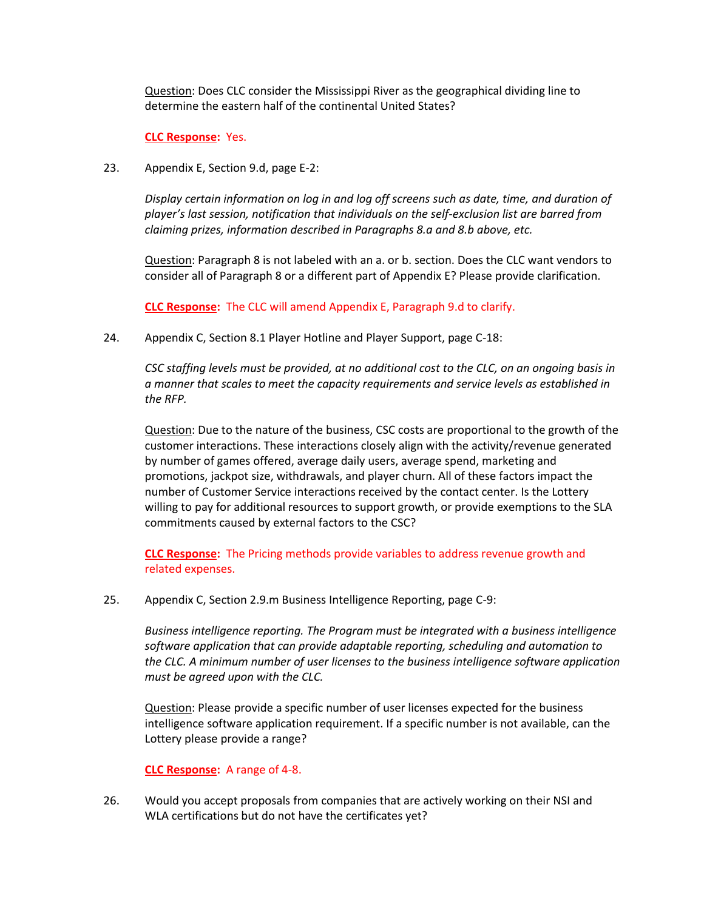Question: Does CLC consider the Mississippi River as the geographical dividing line to determine the eastern half of the continental United States?

**CLC Response:** Yes.

23. Appendix E, Section 9.d, page E-2:

*Display certain information on log in and log off screens such as date, time, and duration of player's last session, notification that individuals on the self-exclusion list are barred from claiming prizes, information described in Paragraphs 8.a and 8.b above, etc.*

Question: Paragraph 8 is not labeled with an a. or b. section. Does the CLC want vendors to consider all of Paragraph 8 or a different part of Appendix E? Please provide clarification.

**CLC Response:** The CLC will amend Appendix E, Paragraph 9.d to clarify.

24. Appendix C, Section 8.1 Player Hotline and Player Support, page C-18:

*CSC staffing levels must be provided, at no additional cost to the CLC, on an ongoing basis in a manner that scales to meet the capacity requirements and service levels as established in the RFP.*

Question: Due to the nature of the business, CSC costs are proportional to the growth of the customer interactions. These interactions closely align with the activity/revenue generated by number of games offered, average daily users, average spend, marketing and promotions, jackpot size, withdrawals, and player churn. All of these factors impact the number of Customer Service interactions received by the contact center. Is the Lottery willing to pay for additional resources to support growth, or provide exemptions to the SLA commitments caused by external factors to the CSC?

**CLC Response:** The Pricing methods provide variables to address revenue growth and related expenses.

25. Appendix C, Section 2.9.m Business Intelligence Reporting, page C-9:

*Business intelligence reporting. The Program must be integrated with a business intelligence software application that can provide adaptable reporting, scheduling and automation to the CLC. A minimum number of user licenses to the business intelligence software application must be agreed upon with the CLC.*

Question: Please provide a specific number of user licenses expected for the business intelligence software application requirement. If a specific number is not available, can the Lottery please provide a range?

**CLC Response:** A range of 4-8.

26. Would you accept proposals from companies that are actively working on their NSI and WLA certifications but do not have the certificates yet?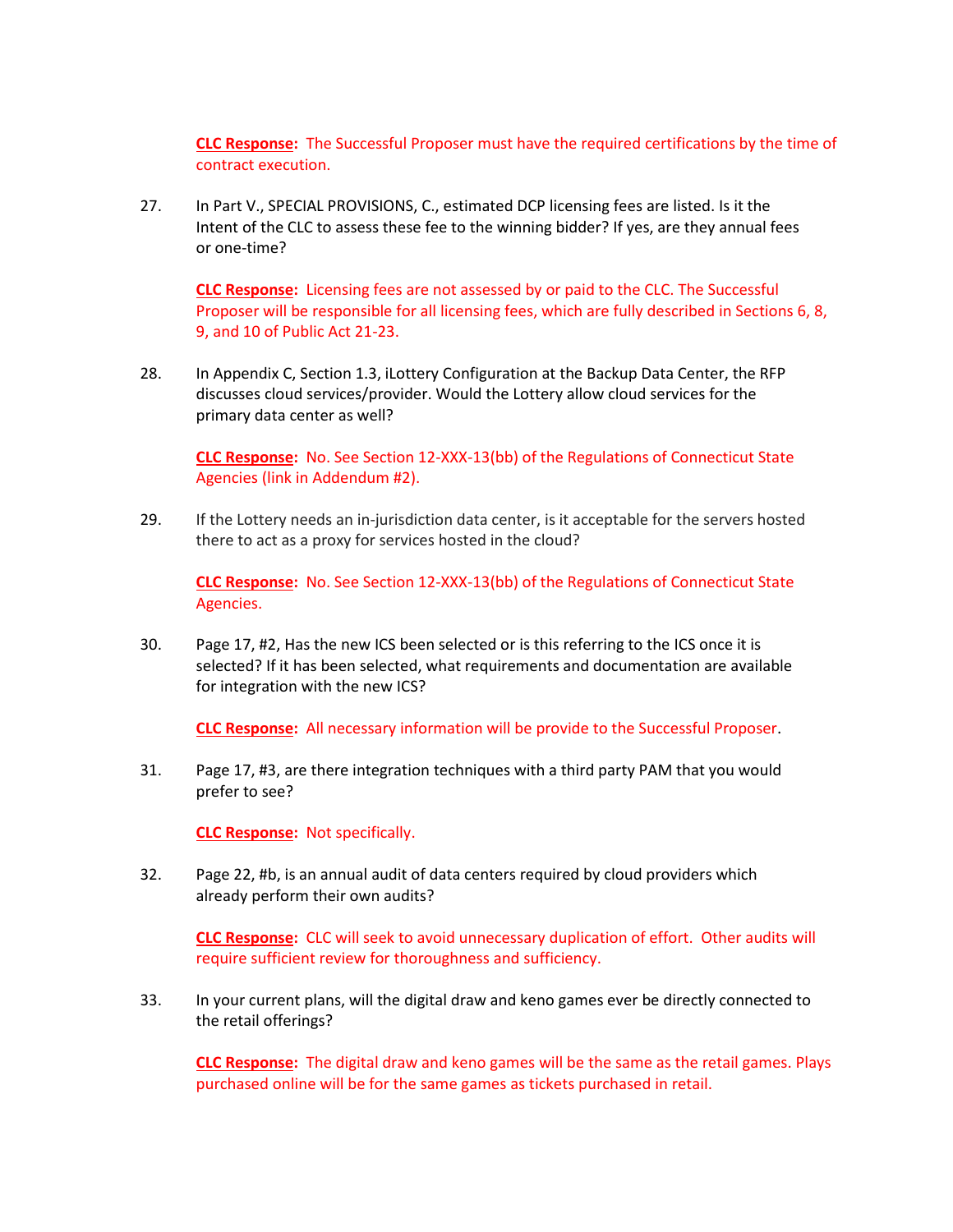**CLC Response:** The Successful Proposer must have the required certifications by the time of contract execution.

27. In Part V., SPECIAL PROVISIONS, C., estimated DCP licensing fees are listed. Is it the Intent of the CLC to assess these fee to the winning bidder? If yes, are they annual fees or one-time?

    **CLC Response:** Licensing fees are not assessed by or paid to the CLC. The Successful Proposer will be responsible for all licensing fees, which are fully described in Sections 6, 8, 9, and 10 of Public Act 21-23.

28. In Appendix C, Section 1.3, iLottery Configuration at the Backup Data Center, the RFP discusses cloud services/provider. Would the Lottery allow cloud services for the primary data center as well?

    **CLC Response:** No. See Section 12-XXX-13(bb) of the Regulations of Connecticut State Agencies (link in Addendum #2).

29. If the Lottery needs an in-jurisdiction data center, is it acceptable for the servers hosted there to act as a proxy for services hosted in the cloud?

    **CLC Response:** No. See Section 12-XXX-13(bb) of the Regulations of Connecticut State Agencies.

30. Page 17, #2, Has the new ICS been selected or is this referring to the ICS once it is selected? If it has been selected, what requirements and documentation are available for integration with the new ICS?

    **CLC Response:** All necessary information will be provide to the Successful Proposer.

31. Page 17, #3, are there integration techniques with a third party PAM that you would prefer to see?

    **CLC Response:** Not specifically.

32. Page 22, #b, is an annual audit of data centers required by cloud providers which already perform their own audits?

    **CLC Response:** CLC will seek to avoid unnecessary duplication of effort. Other audits will require sufficient review for thoroughness and sufficiency.

33. In your current plans, will the digital draw and keno games ever be directly connected to the retail offerings?

    **CLC Response:** The digital draw and keno games will be the same as the retail games. Plays purchased online will be for the same games as tickets purchased in retail.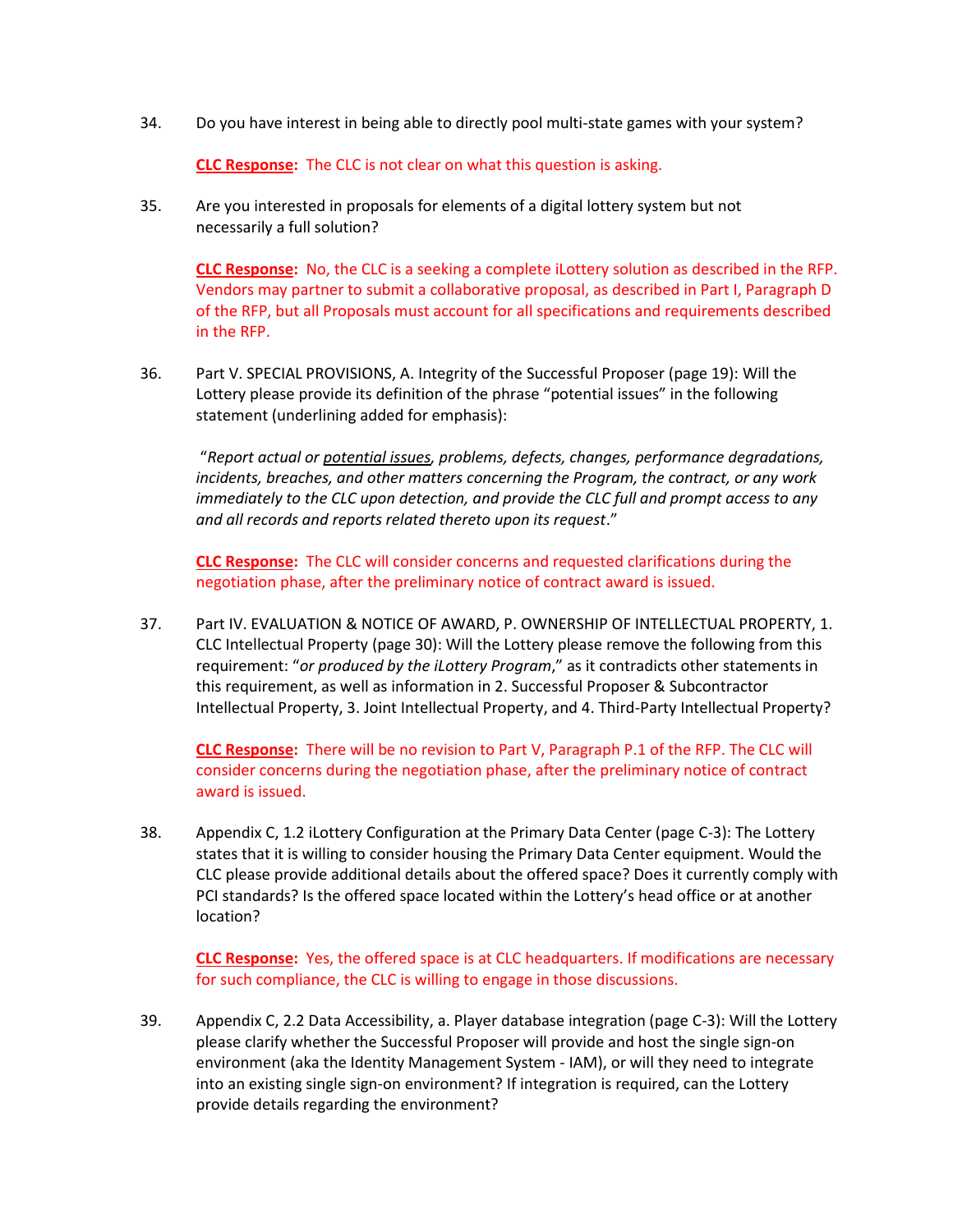34. Do you have interest in being able to directly pool multi-state games with your system?

 **<u>CLC Response</u>:** The CLC is not clear on what this question is asking.

35. Are you interested in proposals for elements of a digital lottery system but not necessarily a full solution?

 **<u>CLC Response</u>:** No, the CLC is a seeking a complete iLottery solution as described in the RFP. Vendors may partner to submit a collaborative proposal, as described in Part I, Paragraph D of the RFP, but all Proposals must account for all specifications and requirements described in the RFP.

36. Part V. SPECIAL PROVISIONS, A. Integrity of the Successful Proposer (page 19): Will the Lottery please provide its definition of the phrase "potential issues" in the following statement (underlining added for emphasis):

 "*Report actual or <u>potential issues</u>, problems, defects, changes, performance degradations, incidents, breaches, and other matters concerning the Program, the contract, or any work immediately to the CLC upon detection, and provide the CLC full and prompt access to any and all records and reports related thereto upon its request*."

 **<u>CLC Response</u>:** The CLC will consider concerns and requested clarifications during the negotiation phase, after the preliminary notice of contract award is issued.

37. Part IV. EVALUATION & NOTICE OF AWARD, P. OWNERSHIP OF INTELLECTUAL PROPERTY, 1. CLC Intellectual Property (page 30): Will the Lottery please remove the following from this requirement: "*or produced by the iLottery Program*," as it contradicts other statements in this requirement, as well as information in 2. Successful Proposer & Subcontractor Intellectual Property, 3. Joint Intellectual Property, and 4. Third-Party Intellectual Property?

 **<u>CLC Response</u>:** There will be no revision to Part V, Paragraph P.1 of the RFP. The CLC will consider concerns during the negotiation phase, after the preliminary notice of contract award is issued.

38. Appendix C, 1.2 iLottery Configuration at the Primary Data Center (page C-3): The Lottery states that it is willing to consider housing the Primary Data Center equipment. Would the CLC please provide additional details about the offered space? Does it currently comply with PCI standards? Is the offered space located within the Lottery's head office or at another location?

 **<u>CLC Response</u>:** Yes, the offered space is at CLC headquarters. If modifications are necessary for such compliance, the CLC is willing to engage in those discussions.

39. Appendix C, 2.2 Data Accessibility, a. Player database integration (page C-3): Will the Lottery please clarify whether the Successful Proposer will provide and host the single sign-on environment (aka the Identity Management System - IAM), or will they need to integrate into an existing single sign-on environment? If integration is required, can the Lottery provide details regarding the environment?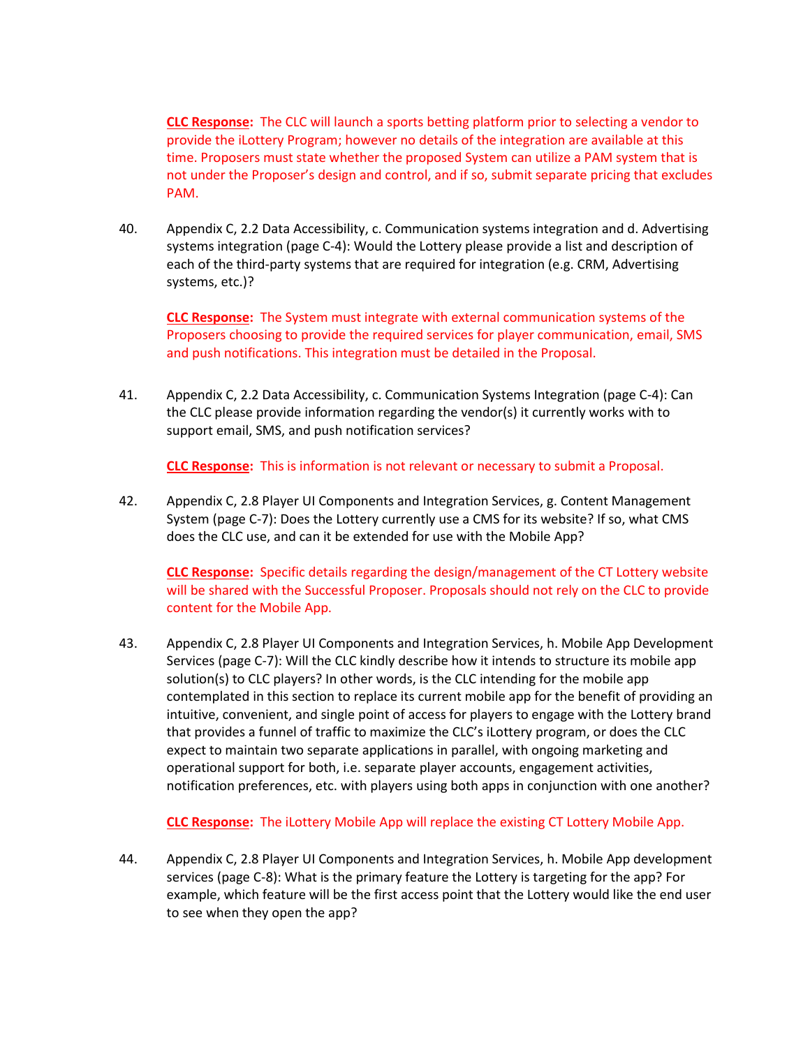**CLC Response:** The CLC will launch a sports betting platform prior to selecting a vendor to provide the iLottery Program; however no details of the integration are available at this time. Proposers must state whether the proposed System can utilize a PAM system that is not under the Proposer's design and control, and if so, submit separate pricing that excludes PAM.

40. Appendix C, 2.2 Data Accessibility, c. Communication systems integration and d. Advertising systems integration (page C-4): Would the Lottery please provide a list and description of each of the third-party systems that are required for integration (e.g. CRM, Advertising systems, etc.)?

    **CLC Response:** The System must integrate with external communication systems of the Proposers choosing to provide the required services for player communication, email, SMS and push notifications. This integration must be detailed in the Proposal.

41. Appendix C, 2.2 Data Accessibility, c. Communication Systems Integration (page C-4): Can the CLC please provide information regarding the vendor(s) it currently works with to support email, SMS, and push notification services?

    **CLC Response:** This is information is not relevant or necessary to submit a Proposal.

42. Appendix C, 2.8 Player UI Components and Integration Services, g. Content Management System (page C-7): Does the Lottery currently use a CMS for its website? If so, what CMS does the CLC use, and can it be extended for use with the Mobile App?

    **CLC Response:** Specific details regarding the design/management of the CT Lottery website will be shared with the Successful Proposer. Proposals should not rely on the CLC to provide content for the Mobile App.

43. Appendix C, 2.8 Player UI Components and Integration Services, h. Mobile App Development Services (page C-7): Will the CLC kindly describe how it intends to structure its mobile app solution(s) to CLC players? In other words, is the CLC intending for the mobile app contemplated in this section to replace its current mobile app for the benefit of providing an intuitive, convenient, and single point of access for players to engage with the Lottery brand that provides a funnel of traffic to maximize the CLC's iLottery program, or does the CLC expect to maintain two separate applications in parallel, with ongoing marketing and operational support for both, i.e. separate player accounts, engagement activities, notification preferences, etc. with players using both apps in conjunction with one another?

    **CLC Response:** The iLottery Mobile App will replace the existing CT Lottery Mobile App.

44. Appendix C, 2.8 Player UI Components and Integration Services, h. Mobile App development services (page C-8): What is the primary feature the Lottery is targeting for the app? For example, which feature will be the first access point that the Lottery would like the end user to see when they open the app?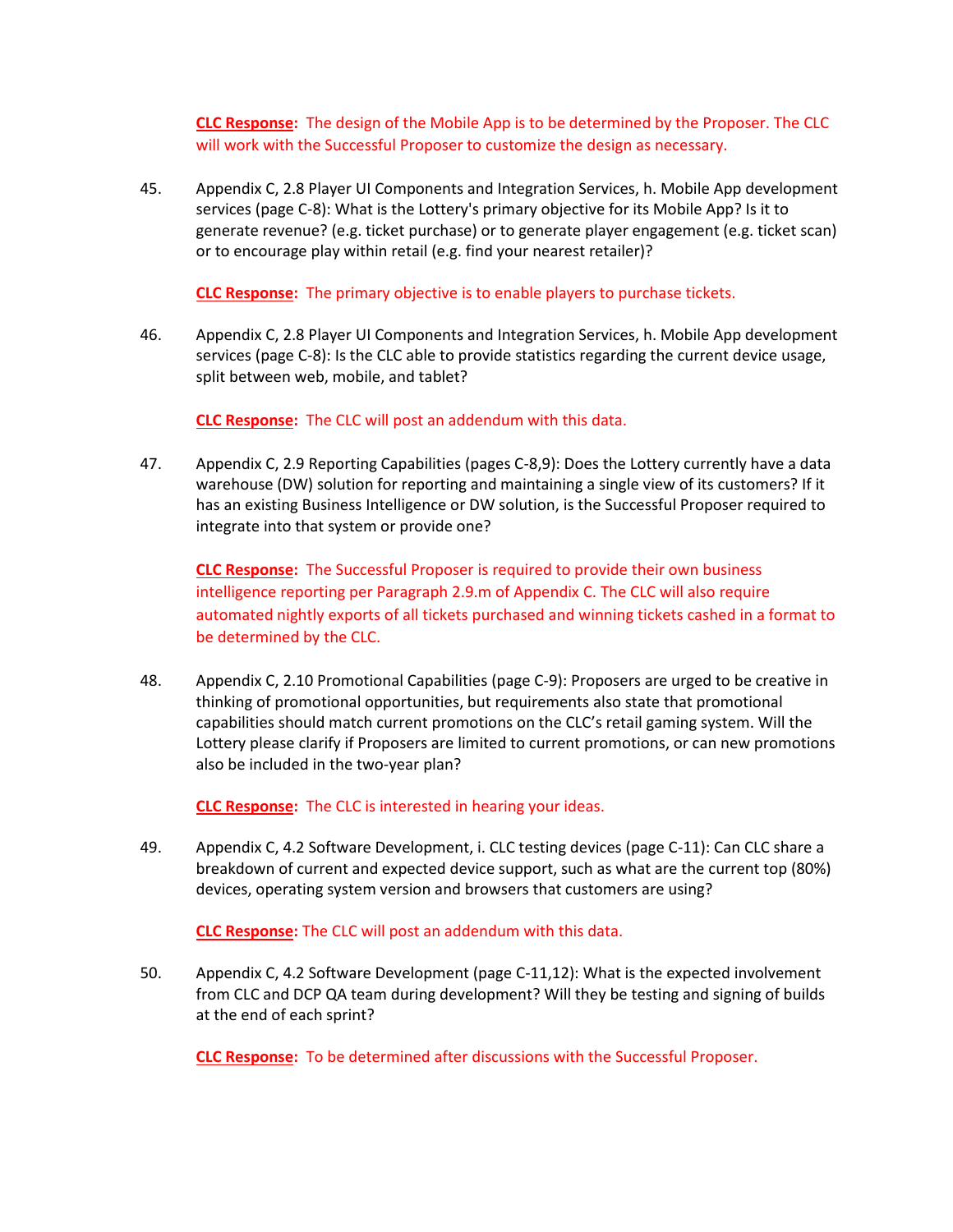**CLC Response:** The design of the Mobile App is to be determined by the Proposer. The CLC will work with the Successful Proposer to customize the design as necessary.

45. Appendix C, 2.8 Player UI Components and Integration Services, h. Mobile App development services (page C-8): What is the Lottery's primary objective for its Mobile App? Is it to generate revenue? (e.g. ticket purchase) or to generate player engagement (e.g. ticket scan) or to encourage play within retail (e.g. find your nearest retailer)?

    **CLC Response:** The primary objective is to enable players to purchase tickets.

46. Appendix C, 2.8 Player UI Components and Integration Services, h. Mobile App development services (page C-8): Is the CLC able to provide statistics regarding the current device usage, split between web, mobile, and tablet?

    **CLC Response:** The CLC will post an addendum with this data.

47. Appendix C, 2.9 Reporting Capabilities (pages C-8,9): Does the Lottery currently have a data warehouse (DW) solution for reporting and maintaining a single view of its customers? If it has an existing Business Intelligence or DW solution, is the Successful Proposer required to integrate into that system or provide one?

    **CLC Response:** The Successful Proposer is required to provide their own business intelligence reporting per Paragraph 2.9.m of Appendix C. The CLC will also require automated nightly exports of all tickets purchased and winning tickets cashed in a format to be determined by the CLC.

48. Appendix C, 2.10 Promotional Capabilities (page C-9): Proposers are urged to be creative in thinking of promotional opportunities, but requirements also state that promotional capabilities should match current promotions on the CLC's retail gaming system. Will the Lottery please clarify if Proposers are limited to current promotions, or can new promotions also be included in the two-year plan?

    **CLC Response:** The CLC is interested in hearing your ideas.

49. Appendix C, 4.2 Software Development, i. CLC testing devices (page C-11): Can CLC share a breakdown of current and expected device support, such as what are the current top (80%) devices, operating system version and browsers that customers are using?

    **CLC Response:** The CLC will post an addendum with this data.

50. Appendix C, 4.2 Software Development (page C-11,12): What is the expected involvement from CLC and DCP QA team during development? Will they be testing and signing of builds at the end of each sprint?

    **CLC Response:** To be determined after discussions with the Successful Proposer.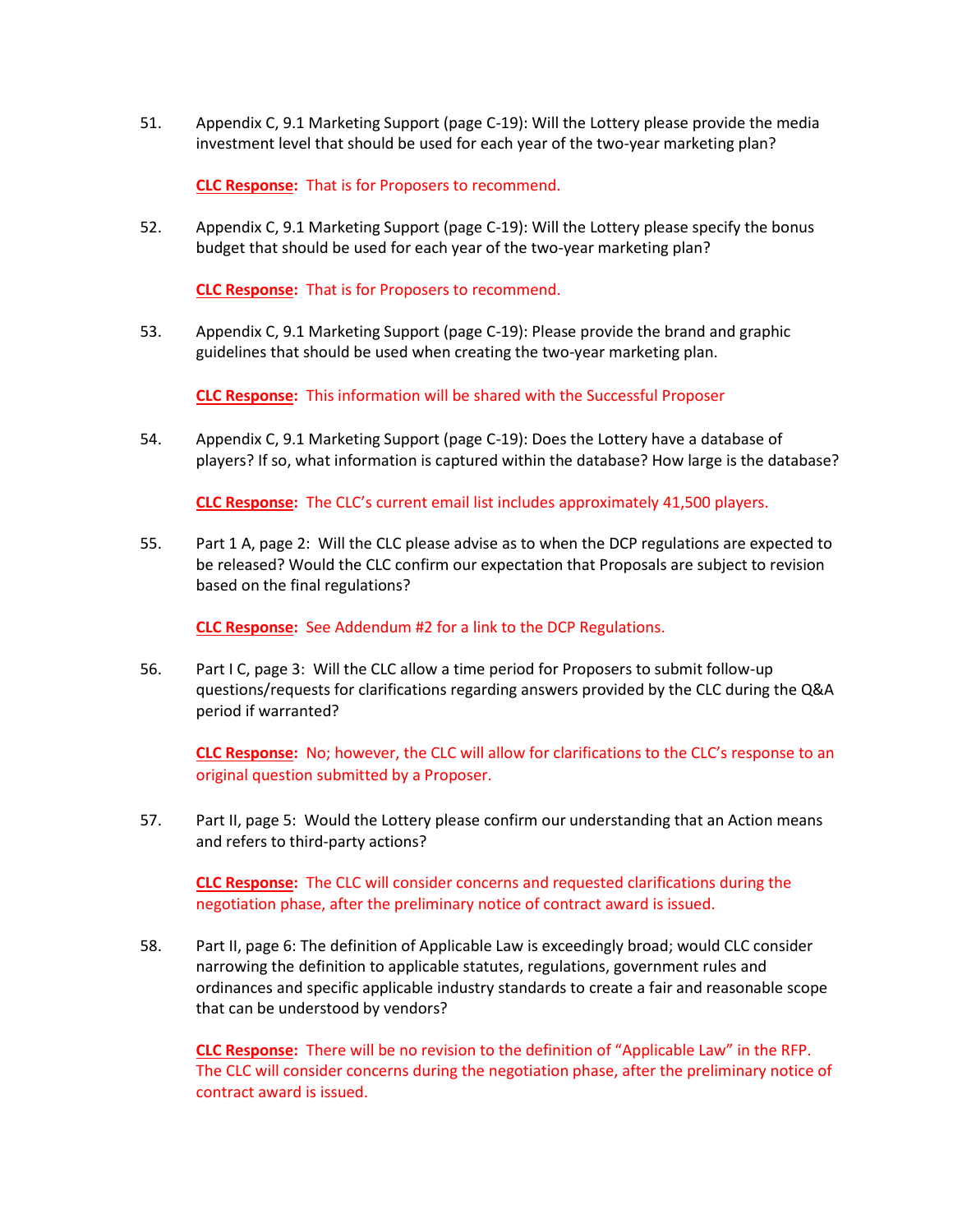51. Appendix C, 9.1 Marketing Support (page C-19): Will the Lottery please provide the media investment level that should be used for each year of the two-year marketing plan?

    **CLC Response:** That is for Proposers to recommend.

52. Appendix C, 9.1 Marketing Support (page C-19): Will the Lottery please specify the bonus budget that should be used for each year of the two-year marketing plan?

    **CLC Response:** That is for Proposers to recommend.

53. Appendix C, 9.1 Marketing Support (page C-19): Please provide the brand and graphic guidelines that should be used when creating the two-year marketing plan.

    **CLC Response:** This information will be shared with the Successful Proposer

54. Appendix C, 9.1 Marketing Support (page C-19): Does the Lottery have a database of players? If so, what information is captured within the database? How large is the database?

    **CLC Response:** The CLC's current email list includes approximately 41,500 players.

55. Part 1 A, page 2: Will the CLC please advise as to when the DCP regulations are expected to be released? Would the CLC confirm our expectation that Proposals are subject to revision based on the final regulations?

    **CLC Response:** See Addendum #2 for a link to the DCP Regulations.

56. Part I C, page 3: Will the CLC allow a time period for Proposers to submit follow-up questions/requests for clarifications regarding answers provided by the CLC during the Q&A period if warranted?

    **CLC Response:** No; however, the CLC will allow for clarifications to the CLC's response to an original question submitted by a Proposer.

57. Part II, page 5: Would the Lottery please confirm our understanding that an Action means and refers to third-party actions?

    **CLC Response:** The CLC will consider concerns and requested clarifications during the negotiation phase, after the preliminary notice of contract award is issued.

58. Part II, page 6: The definition of Applicable Law is exceedingly broad; would CLC consider narrowing the definition to applicable statutes, regulations, government rules and ordinances and specific applicable industry standards to create a fair and reasonable scope that can be understood by vendors?

    **CLC Response:** There will be no revision to the definition of "Applicable Law" in the RFP. The CLC will consider concerns during the negotiation phase, after the preliminary notice of contract award is issued.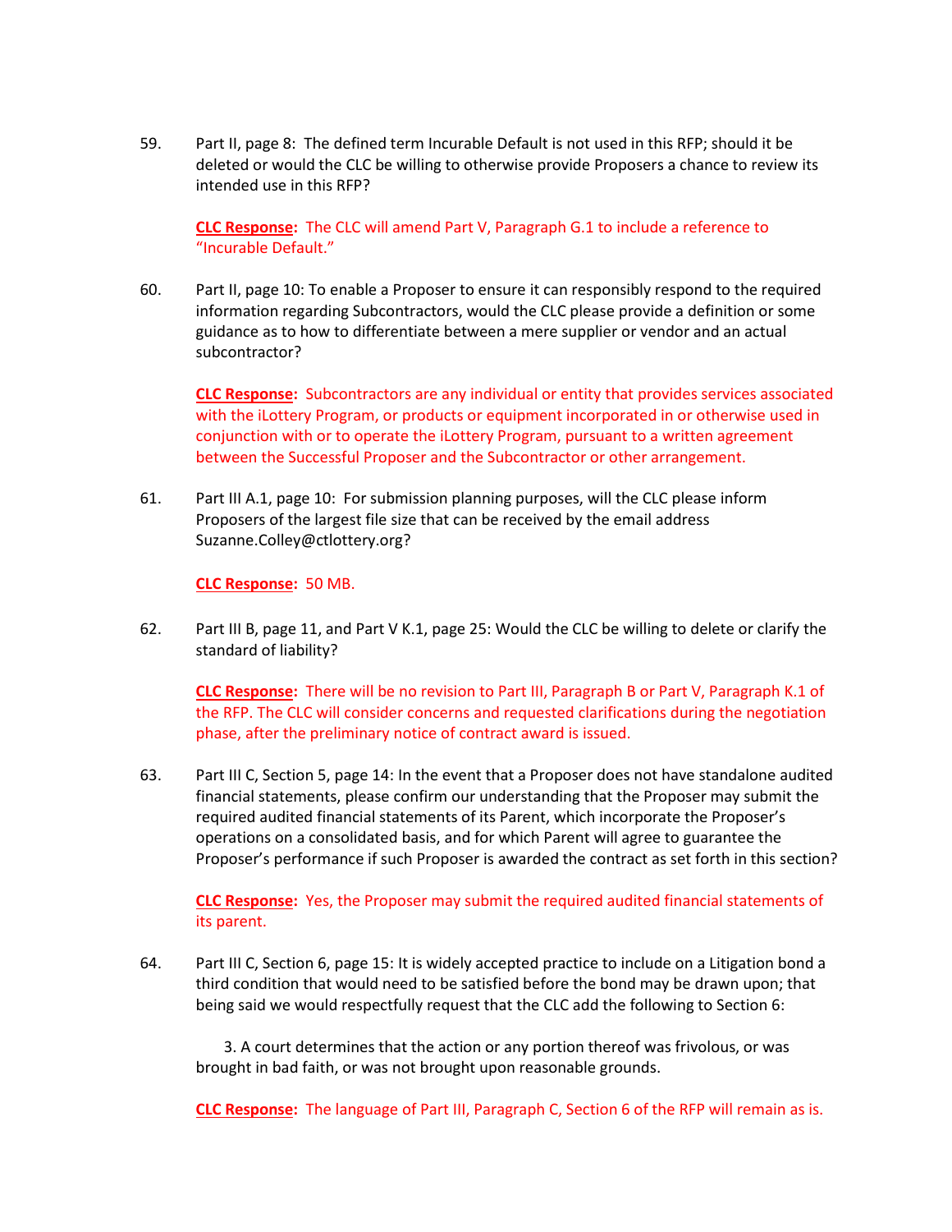59. Part II, page 8: The defined term Incurable Default is not used in this RFP; should it be deleted or would the CLC be willing to otherwise provide Proposers a chance to review its intended use in this RFP?

    **CLC Response:** The CLC will amend Part V, Paragraph G.1 to include a reference to "Incurable Default."

60. Part II, page 10: To enable a Proposer to ensure it can responsibly respond to the required information regarding Subcontractors, would the CLC please provide a definition or some guidance as to how to differentiate between a mere supplier or vendor and an actual subcontractor?

    **CLC Response:** Subcontractors are any individual or entity that provides services associated with the iLottery Program, or products or equipment incorporated in or otherwise used in conjunction with or to operate the iLottery Program, pursuant to a written agreement between the Successful Proposer and the Subcontractor or other arrangement.

61. Part III A.1, page 10: For submission planning purposes, will the CLC please inform Proposers of the largest file size that can be received by the email address Suzanne.Colley@ctlottery.org?

    **CLC Response:** 50 MB.

62. Part III B, page 11, and Part V K.1, page 25: Would the CLC be willing to delete or clarify the standard of liability?

    **CLC Response:** There will be no revision to Part III, Paragraph B or Part V, Paragraph K.1 of the RFP. The CLC will consider concerns and requested clarifications during the negotiation phase, after the preliminary notice of contract award is issued.

63. Part III C, Section 5, page 14: In the event that a Proposer does not have standalone audited financial statements, please confirm our understanding that the Proposer may submit the required audited financial statements of its Parent, which incorporate the Proposer's operations on a consolidated basis, and for which Parent will agree to guarantee the Proposer's performance if such Proposer is awarded the contract as set forth in this section?

    **CLC Response:** Yes, the Proposer may submit the required audited financial statements of its parent.

64. Part III C, Section 6, page 15: It is widely accepted practice to include on a Litigation bond a third condition that would need to be satisfied before the bond may be drawn upon; that being said we would respectfully request that the CLC add the following to Section 6:

    3. A court determines that the action or any portion thereof was frivolous, or was brought in bad faith, or was not brought upon reasonable grounds.

    **CLC Response:** The language of Part III, Paragraph C, Section 6 of the RFP will remain as is.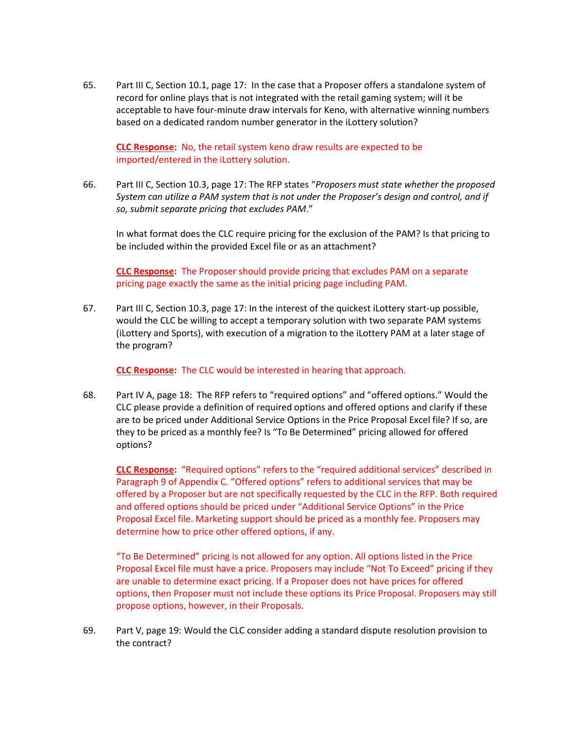65. Part III C, Section 10.1, page 17: In the case that a Proposer offers a standalone system of record for online plays that is not integrated with the retail gaming system; will it be acceptable to have four-minute draw intervals for Keno, with alternative winning numbers based on a dedicated random number generator in the iLottery solution?

    **CLC Response:** No, the retail system keno draw results are expected to be imported/entered in the iLottery solution.

66. Part III C, Section 10.3, page 17: The RFP states "*Proposers must state whether the proposed System can utilize a PAM system that is not under the Proposer's design and control, and if so, submit separate pricing that excludes PAM*."

    In what format does the CLC require pricing for the exclusion of the PAM? Is that pricing to be included within the provided Excel file or as an attachment?

    **CLC Response:** The Proposer should provide pricing that excludes PAM on a separate pricing page exactly the same as the initial pricing page including PAM.

67. Part III C, Section 10.3, page 17: In the interest of the quickest iLottery start-up possible, would the CLC be willing to accept a temporary solution with two separate PAM systems (iLottery and Sports), with execution of a migration to the iLottery PAM at a later stage of the program?

    **CLC Response:** The CLC would be interested in hearing that approach.

68. Part IV A, page 18: The RFP refers to "required options" and "offered options." Would the CLC please provide a definition of required options and offered options and clarify if these are to be priced under Additional Service Options in the Price Proposal Excel file? If so, are they to be priced as a monthly fee? Is "To Be Determined" pricing allowed for offered options?

    **CLC Response:** "Required options" refers to the "required additional services" described in Paragraph 9 of Appendix C. "Offered options" refers to additional services that may be offered by a Proposer but are not specifically requested by the CLC in the RFP. Both required and offered options should be priced under "Additional Service Options" in the Price Proposal Excel file. Marketing support should be priced as a monthly fee. Proposers may determine how to price other offered options, if any.

    "To Be Determined" pricing is not allowed for any option. All options listed in the Price Proposal Excel file must have a price. Proposers may include "Not To Exceed" pricing if they are unable to determine exact pricing. If a Proposer does not have prices for offered options, then Proposer must not include these options its Price Proposal. Proposers may still propose options, however, in their Proposals.

69. Part V, page 19: Would the CLC consider adding a standard dispute resolution provision to the contract?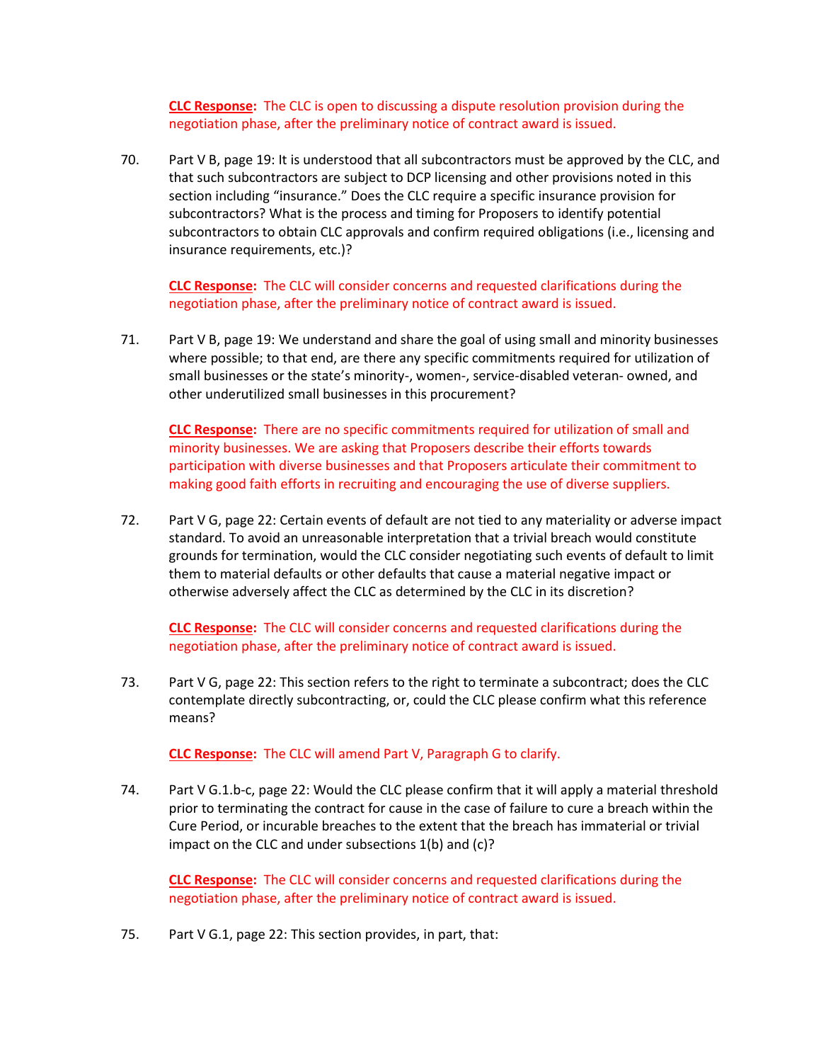**CLC Response:** The CLC is open to discussing a dispute resolution provision during the negotiation phase, after the preliminary notice of contract award is issued.

70. Part V B, page 19: It is understood that all subcontractors must be approved by the CLC, and that such subcontractors are subject to DCP licensing and other provisions noted in this section including "insurance." Does the CLC require a specific insurance provision for subcontractors? What is the process and timing for Proposers to identify potential subcontractors to obtain CLC approvals and confirm required obligations (i.e., licensing and insurance requirements, etc.)?

    **CLC Response:** The CLC will consider concerns and requested clarifications during the negotiation phase, after the preliminary notice of contract award is issued.

71. Part V B, page 19: We understand and share the goal of using small and minority businesses where possible; to that end, are there any specific commitments required for utilization of small businesses or the state's minority-, women-, service-disabled veteran- owned, and other underutilized small businesses in this procurement?

    **CLC Response:** There are no specific commitments required for utilization of small and minority businesses. We are asking that Proposers describe their efforts towards participation with diverse businesses and that Proposers articulate their commitment to making good faith efforts in recruiting and encouraging the use of diverse suppliers.

72. Part V G, page 22: Certain events of default are not tied to any materiality or adverse impact standard. To avoid an unreasonable interpretation that a trivial breach would constitute grounds for termination, would the CLC consider negotiating such events of default to limit them to material defaults or other defaults that cause a material negative impact or otherwise adversely affect the CLC as determined by the CLC in its discretion?

    **CLC Response:** The CLC will consider concerns and requested clarifications during the negotiation phase, after the preliminary notice of contract award is issued.

73. Part V G, page 22: This section refers to the right to terminate a subcontract; does the CLC contemplate directly subcontracting, or, could the CLC please confirm what this reference means?

    **CLC Response:** The CLC will amend Part V, Paragraph G to clarify.

74. Part V G.1.b-c, page 22: Would the CLC please confirm that it will apply a material threshold prior to terminating the contract for cause in the case of failure to cure a breach within the Cure Period, or incurable breaches to the extent that the breach has immaterial or trivial impact on the CLC and under subsections 1(b) and (c)?

    **CLC Response:** The CLC will consider concerns and requested clarifications during the negotiation phase, after the preliminary notice of contract award is issued.

75. Part V G.1, page 22: This section provides, in part, that: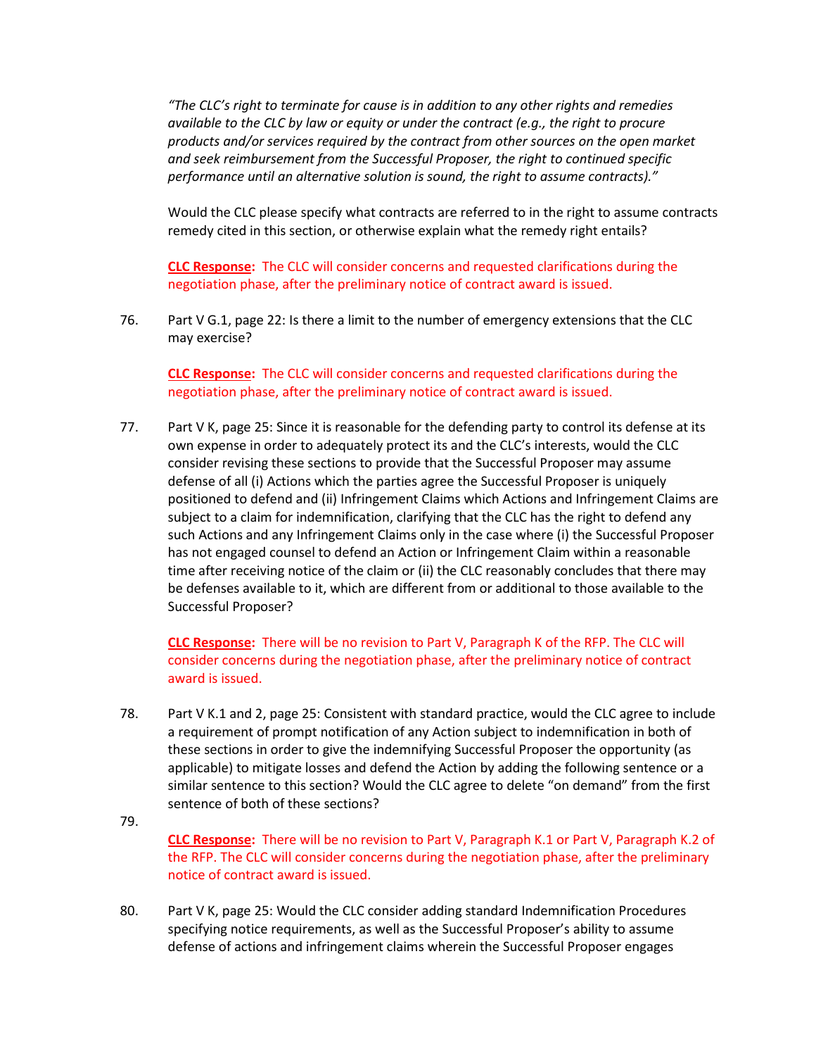*"The CLC's right to terminate for cause is in addition to any other rights and remedies available to the CLC by law or equity or under the contract (e.g., the right to procure products and/or services required by the contract from other sources on the open market and seek reimbursement from the Successful Proposer, the right to continued specific performance until an alternative solution is sound, the right to assume contracts)."*

Would the CLC please specify what contracts are referred to in the right to assume contracts remedy cited in this section, or otherwise explain what the remedy right entails?

**CLC Response:** The CLC will consider concerns and requested clarifications during the negotiation phase, after the preliminary notice of contract award is issued.

76. Part V G.1, page 22: Is there a limit to the number of emergency extensions that the CLC may exercise?

    **CLC Response:** The CLC will consider concerns and requested clarifications during the negotiation phase, after the preliminary notice of contract award is issued.

77. Part V K, page 25: Since it is reasonable for the defending party to control its defense at its own expense in order to adequately protect its and the CLC's interests, would the CLC consider revising these sections to provide that the Successful Proposer may assume defense of all (i) Actions which the parties agree the Successful Proposer is uniquely positioned to defend and (ii) Infringement Claims which Actions and Infringement Claims are subject to a claim for indemnification, clarifying that the CLC has the right to defend any such Actions and any Infringement Claims only in the case where (i) the Successful Proposer has not engaged counsel to defend an Action or Infringement Claim within a reasonable time after receiving notice of the claim or (ii) the CLC reasonably concludes that there may be defenses available to it, which are different from or additional to those available to the Successful Proposer?

    **CLC Response:** There will be no revision to Part V, Paragraph K of the RFP. The CLC will consider concerns during the negotiation phase, after the preliminary notice of contract award is issued.

78. Part V K.1 and 2, page 25: Consistent with standard practice, would the CLC agree to include a requirement of prompt notification of any Action subject to indemnification in both of these sections in order to give the indemnifying Successful Proposer the opportunity (as applicable) to mitigate losses and defend the Action by adding the following sentence or a similar sentence to this section? Would the CLC agree to delete "on demand" from the first sentence of both of these sections?

79. 

    **CLC Response:** There will be no revision to Part V, Paragraph K.1 or Part V, Paragraph K.2 of the RFP. The CLC will consider concerns during the negotiation phase, after the preliminary notice of contract award is issued.

80. Part V K, page 25: Would the CLC consider adding standard Indemnification Procedures specifying notice requirements, as well as the Successful Proposer's ability to assume defense of actions and infringement claims wherein the Successful Proposer engages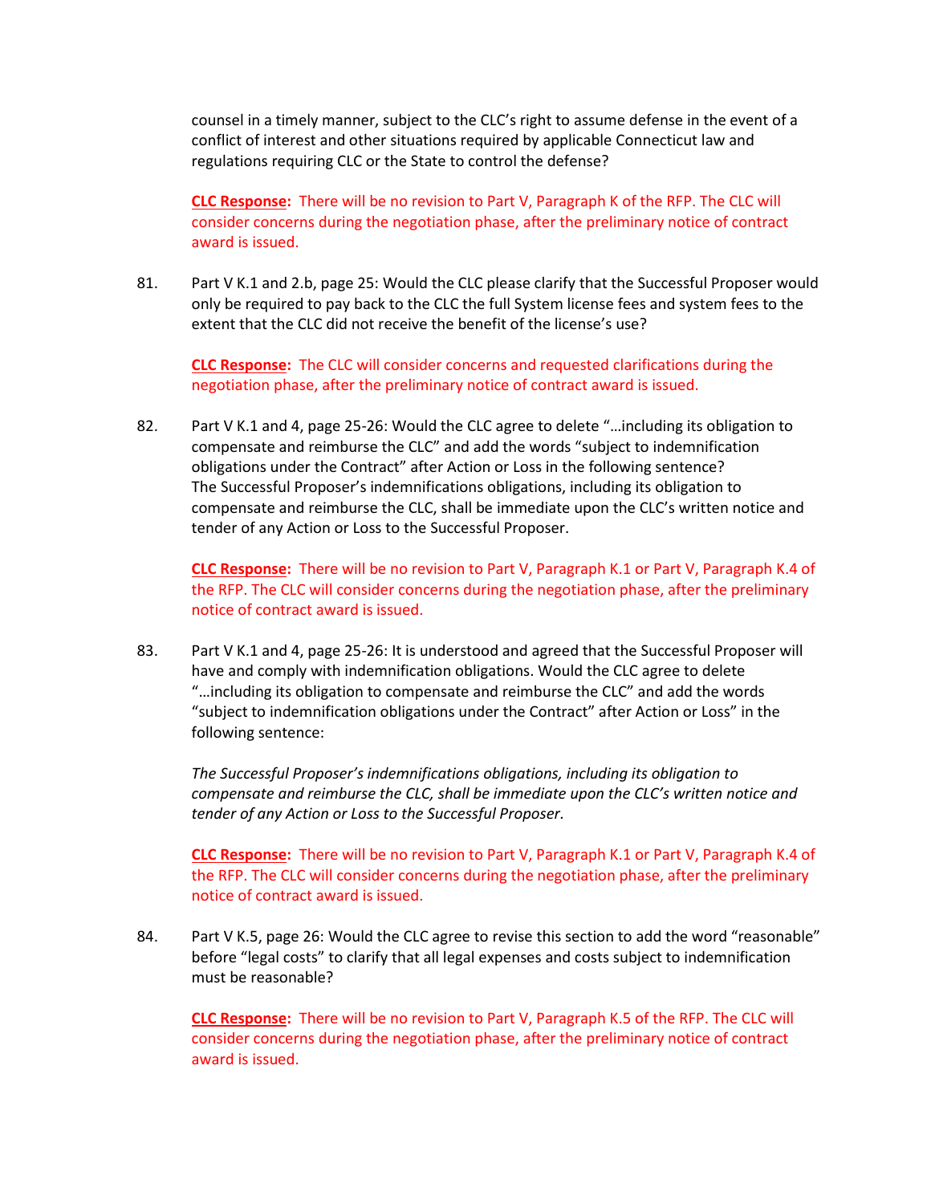counsel in a timely manner, subject to the CLC's right to assume defense in the event of a conflict of interest and other situations required by applicable Connecticut law and regulations requiring CLC or the State to control the defense?

**CLC Response:** There will be no revision to Part V, Paragraph K of the RFP. The CLC will consider concerns during the negotiation phase, after the preliminary notice of contract award is issued.

81. Part V K.1 and 2.b, page 25: Would the CLC please clarify that the Successful Proposer would only be required to pay back to the CLC the full System license fees and system fees to the extent that the CLC did not receive the benefit of the license's use?

    **CLC Response:** The CLC will consider concerns and requested clarifications during the negotiation phase, after the preliminary notice of contract award is issued.

82. Part V K.1 and 4, page 25-26: Would the CLC agree to delete "…including its obligation to compensate and reimburse the CLC" and add the words "subject to indemnification obligations under the Contract" after Action or Loss in the following sentence? The Successful Proposer's indemnifications obligations, including its obligation to compensate and reimburse the CLC, shall be immediate upon the CLC's written notice and tender of any Action or Loss to the Successful Proposer.

    **CLC Response:** There will be no revision to Part V, Paragraph K.1 or Part V, Paragraph K.4 of the RFP. The CLC will consider concerns during the negotiation phase, after the preliminary notice of contract award is issued.

83. Part V K.1 and 4, page 25-26: It is understood and agreed that the Successful Proposer will have and comply with indemnification obligations. Would the CLC agree to delete "…including its obligation to compensate and reimburse the CLC" and add the words "subject to indemnification obligations under the Contract" after Action or Loss" in the following sentence:

    *The Successful Proposer's indemnifications obligations, including its obligation to compensate and reimburse the CLC, shall be immediate upon the CLC's written notice and tender of any Action or Loss to the Successful Proposer.*

    **CLC Response:** There will be no revision to Part V, Paragraph K.1 or Part V, Paragraph K.4 of the RFP. The CLC will consider concerns during the negotiation phase, after the preliminary notice of contract award is issued.

84. Part V K.5, page 26: Would the CLC agree to revise this section to add the word "reasonable" before "legal costs" to clarify that all legal expenses and costs subject to indemnification must be reasonable?

    **CLC Response:** There will be no revision to Part V, Paragraph K.5 of the RFP. The CLC will consider concerns during the negotiation phase, after the preliminary notice of contract award is issued.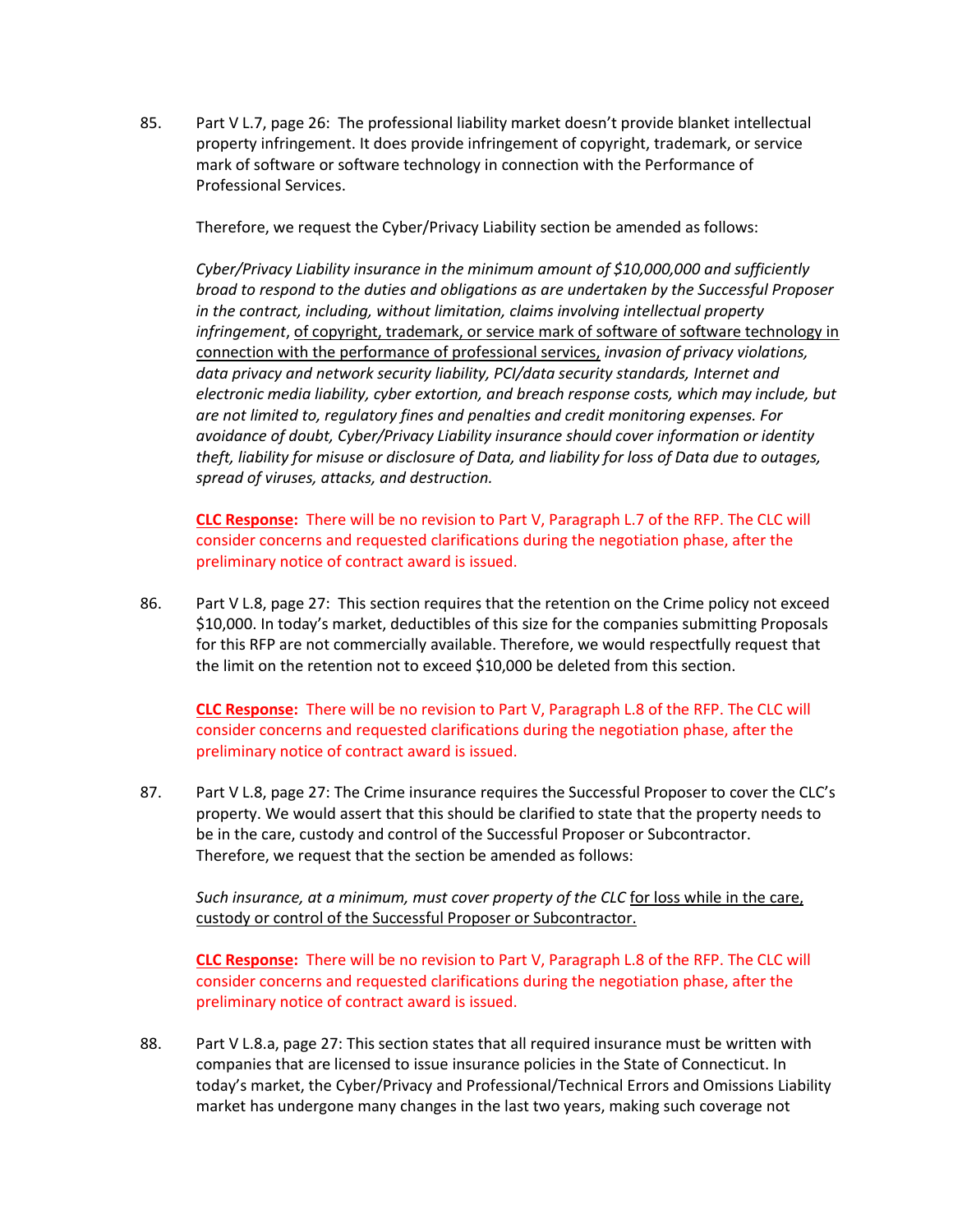85. Part V L.7, page 26: The professional liability market doesn't provide blanket intellectual property infringement. It does provide infringement of copyright, trademark, or service mark of software or software technology in connection with the Performance of Professional Services.

    Therefore, we request the Cyber/Privacy Liability section be amended as follows:

    *Cyber/Privacy Liability insurance in the minimum amount of $10,000,000 and sufficiently broad to respond to the duties and obligations as are undertaken by the Successful Proposer in the contract, including, without limitation, claims involving intellectual property infringement*, <u>of copyright, trademark, or service mark of software of software technology in connection with the performance of professional services,</u> *invasion of privacy violations, data privacy and network security liability, PCI/data security standards, Internet and electronic media liability, cyber extortion, and breach response costs, which may include, but are not limited to, regulatory fines and penalties and credit monitoring expenses. For avoidance of doubt, Cyber/Privacy Liability insurance should cover information or identity theft, liability for misuse or disclosure of Data, and liability for loss of Data due to outages, spread of viruses, attacks, and destruction.*

    **<u>CLC Response</u>:** There will be no revision to Part V, Paragraph L.7 of the RFP. The CLC will consider concerns and requested clarifications during the negotiation phase, after the preliminary notice of contract award is issued.

86. Part V L.8, page 27: This section requires that the retention on the Crime policy not exceed $10,000. In today's market, deductibles of this size for the companies submitting Proposals for this RFP are not commercially available. Therefore, we would respectfully request that the limit on the retention not to exceed $10,000 be deleted from this section.

    **<u>CLC Response</u>:** There will be no revision to Part V, Paragraph L.8 of the RFP. The CLC will consider concerns and requested clarifications during the negotiation phase, after the preliminary notice of contract award is issued.

87. Part V L.8, page 27: The Crime insurance requires the Successful Proposer to cover the CLC's property. We would assert that this should be clarified to state that the property needs to be in the care, custody and control of the Successful Proposer or Subcontractor. Therefore, we request that the section be amended as follows:

    *Such insurance, at a minimum, must cover property of the CLC* <u>for loss while in the care, custody or control of the Successful Proposer or Subcontractor.</u>

    **<u>CLC Response</u>:** There will be no revision to Part V, Paragraph L.8 of the RFP. The CLC will consider concerns and requested clarifications during the negotiation phase, after the preliminary notice of contract award is issued.

88. Part V L.8.a, page 27: This section states that all required insurance must be written with companies that are licensed to issue insurance policies in the State of Connecticut. In today's market, the Cyber/Privacy and Professional/Technical Errors and Omissions Liability market has undergone many changes in the last two years, making such coverage not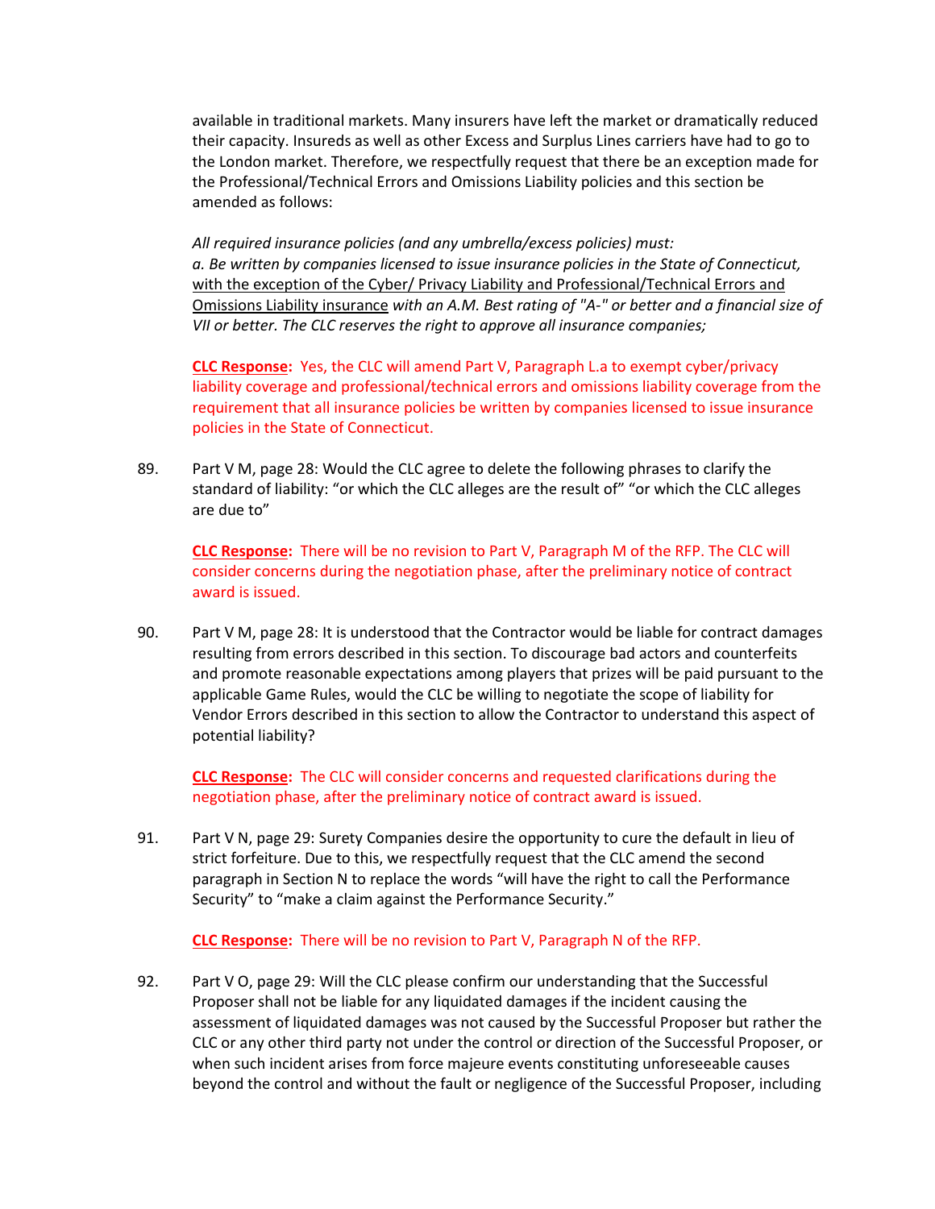available in traditional markets. Many insurers have left the market or dramatically reduced their capacity. Insureds as well as other Excess and Surplus Lines carriers have had to go to the London market. Therefore, we respectfully request that there be an exception made for the Professional/Technical Errors and Omissions Liability policies and this section be amended as follows:

*All required insurance policies (and any umbrella/excess policies) must:*
*a. Be written by companies licensed to issue insurance policies in the State of Connecticut,* <u>with the exception of the Cyber/ Privacy Liability and Professional/Technical Errors and Omissions Liability insurance</u> *with an A.M. Best rating of "A-" or better and a financial size of VII or better. The CLC reserves the right to approve all insurance companies;*

**<u>CLC Response</u>:** Yes, the CLC will amend Part V, Paragraph L.a to exempt cyber/privacy liability coverage and professional/technical errors and omissions liability coverage from the requirement that all insurance policies be written by companies licensed to issue insurance policies in the State of Connecticut.

89. Part V M, page 28: Would the CLC agree to delete the following phrases to clarify the standard of liability: "or which the CLC alleges are the result of" "or which the CLC alleges are due to"

    **<u>CLC Response</u>:** There will be no revision to Part V, Paragraph M of the RFP. The CLC will consider concerns during the negotiation phase, after the preliminary notice of contract award is issued.

90. Part V M, page 28: It is understood that the Contractor would be liable for contract damages resulting from errors described in this section. To discourage bad actors and counterfeits and promote reasonable expectations among players that prizes will be paid pursuant to the applicable Game Rules, would the CLC be willing to negotiate the scope of liability for Vendor Errors described in this section to allow the Contractor to understand this aspect of potential liability?

    **<u>CLC Response</u>:** The CLC will consider concerns and requested clarifications during the negotiation phase, after the preliminary notice of contract award is issued.

91. Part V N, page 29: Surety Companies desire the opportunity to cure the default in lieu of strict forfeiture. Due to this, we respectfully request that the CLC amend the second paragraph in Section N to replace the words "will have the right to call the Performance Security" to "make a claim against the Performance Security."

    **<u>CLC Response</u>:** There will be no revision to Part V, Paragraph N of the RFP.

92. Part V O, page 29: Will the CLC please confirm our understanding that the Successful Proposer shall not be liable for any liquidated damages if the incident causing the assessment of liquidated damages was not caused by the Successful Proposer but rather the CLC or any other third party not under the control or direction of the Successful Proposer, or when such incident arises from force majeure events constituting unforeseeable causes beyond the control and without the fault or negligence of the Successful Proposer, including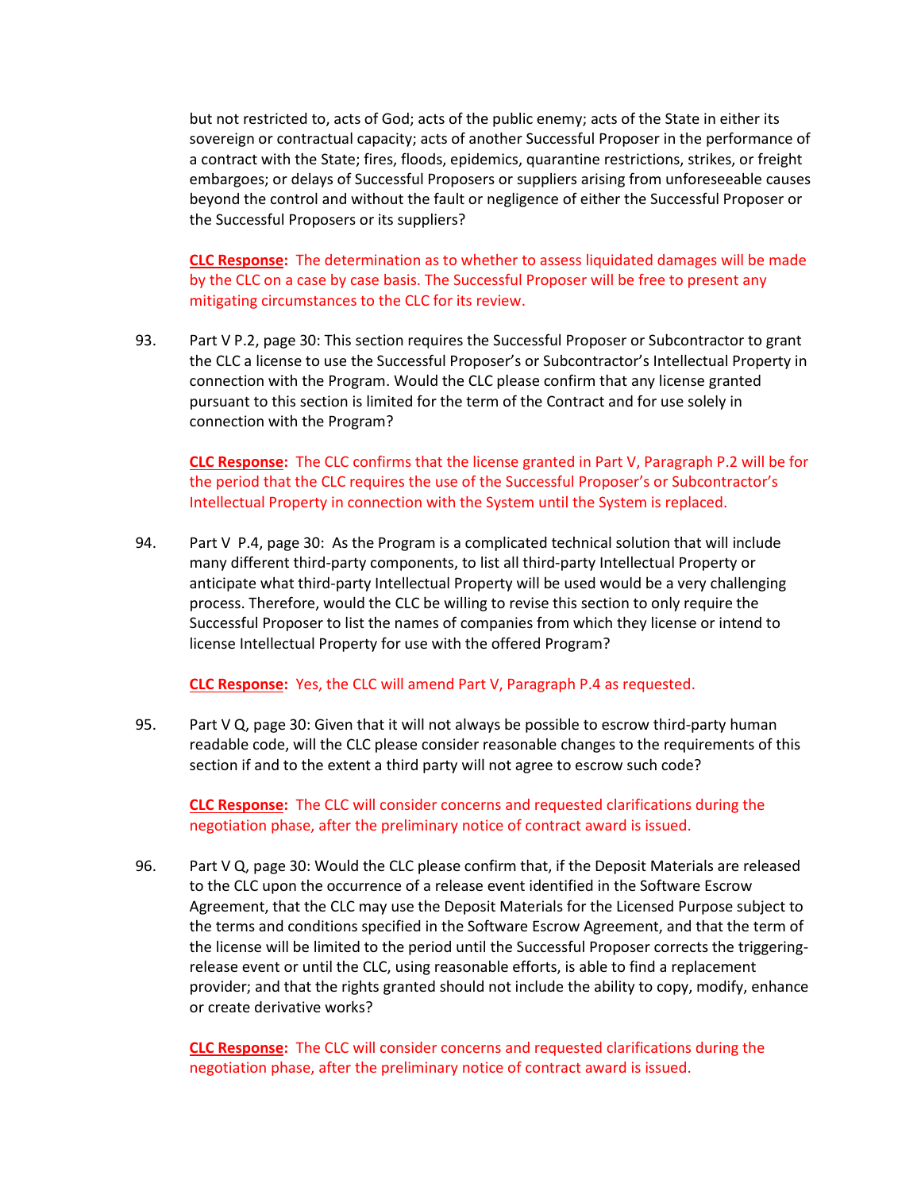but not restricted to, acts of God; acts of the public enemy; acts of the State in either its sovereign or contractual capacity; acts of another Successful Proposer in the performance of a contract with the State; fires, floods, epidemics, quarantine restrictions, strikes, or freight embargoes; or delays of Successful Proposers or suppliers arising from unforeseeable causes beyond the control and without the fault or negligence of either the Successful Proposer or the Successful Proposers or its suppliers?

**CLC Response:** The determination as to whether to assess liquidated damages will be made by the CLC on a case by case basis. The Successful Proposer will be free to present any mitigating circumstances to the CLC for its review.

93. Part V P.2, page 30: This section requires the Successful Proposer or Subcontractor to grant the CLC a license to use the Successful Proposer's or Subcontractor's Intellectual Property in connection with the Program. Would the CLC please confirm that any license granted pursuant to this section is limited for the term of the Contract and for use solely in connection with the Program?

    **CLC Response:** The CLC confirms that the license granted in Part V, Paragraph P.2 will be for the period that the CLC requires the use of the Successful Proposer's or Subcontractor's Intellectual Property in connection with the System until the System is replaced.

94. Part V P.4, page 30: As the Program is a complicated technical solution that will include many different third-party components, to list all third-party Intellectual Property or anticipate what third-party Intellectual Property will be used would be a very challenging process. Therefore, would the CLC be willing to revise this section to only require the Successful Proposer to list the names of companies from which they license or intend to license Intellectual Property for use with the offered Program?

    **CLC Response:** Yes, the CLC will amend Part V, Paragraph P.4 as requested.

95. Part V Q, page 30: Given that it will not always be possible to escrow third-party human readable code, will the CLC please consider reasonable changes to the requirements of this section if and to the extent a third party will not agree to escrow such code?

    **CLC Response:** The CLC will consider concerns and requested clarifications during the negotiation phase, after the preliminary notice of contract award is issued.

96. Part V Q, page 30: Would the CLC please confirm that, if the Deposit Materials are released to the CLC upon the occurrence of a release event identified in the Software Escrow Agreement, that the CLC may use the Deposit Materials for the Licensed Purpose subject to the terms and conditions specified in the Software Escrow Agreement, and that the term of the license will be limited to the period until the Successful Proposer corrects the triggering-release event or until the CLC, using reasonable efforts, is able to find a replacement provider; and that the rights granted should not include the ability to copy, modify, enhance or create derivative works?

    **CLC Response:** The CLC will consider concerns and requested clarifications during the negotiation phase, after the preliminary notice of contract award is issued.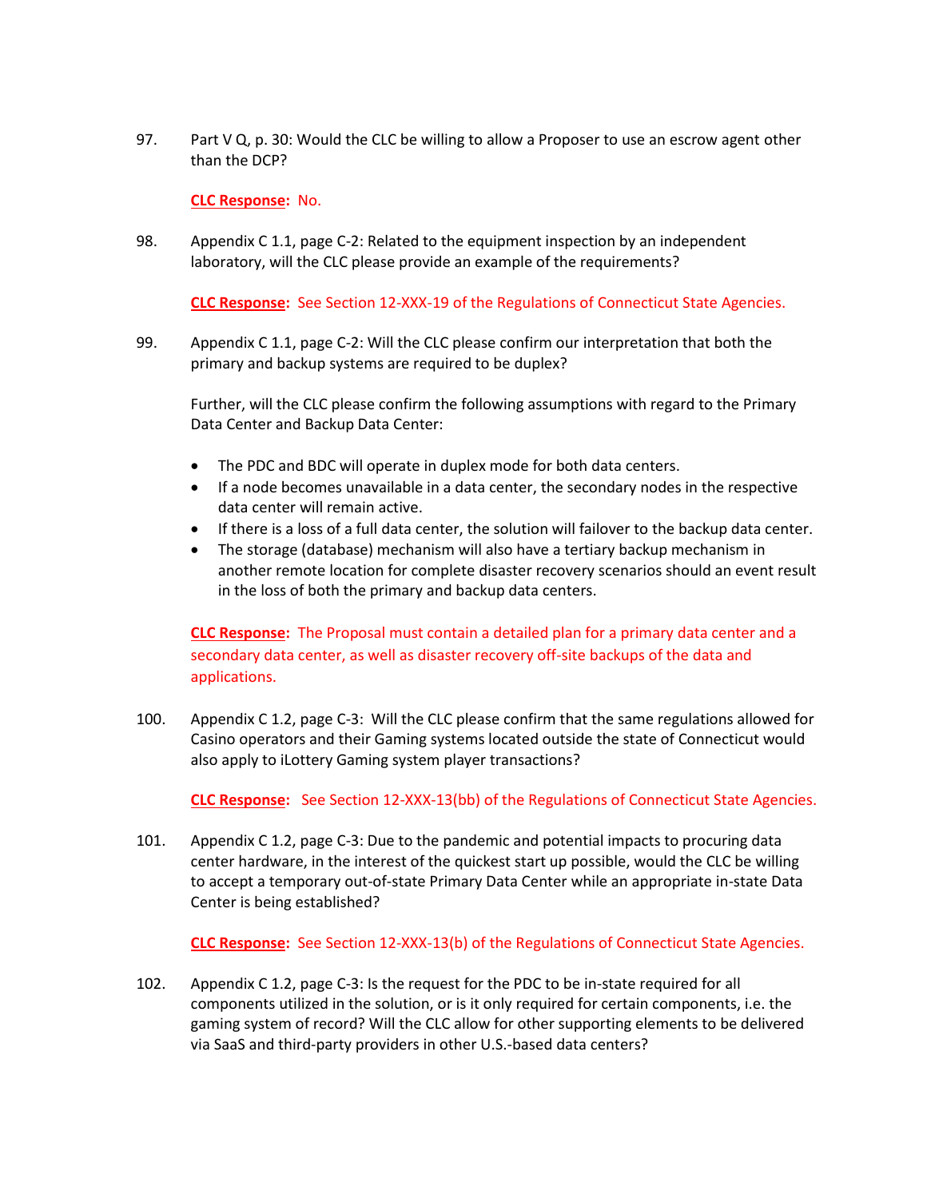97. Part V Q, p. 30: Would the CLC be willing to allow a Proposer to use an escrow agent other than the DCP?

    **CLC Response:** No.

98. Appendix C 1.1, page C-2: Related to the equipment inspection by an independent laboratory, will the CLC please provide an example of the requirements?

    **CLC Response:** See Section 12-XXX-19 of the Regulations of Connecticut State Agencies.

99. Appendix C 1.1, page C-2: Will the CLC please confirm our interpretation that both the primary and backup systems are required to be duplex?

    Further, will the CLC please confirm the following assumptions with regard to the Primary Data Center and Backup Data Center:

    - The PDC and BDC will operate in duplex mode for both data centers.
    - If a node becomes unavailable in a data center, the secondary nodes in the respective data center will remain active.
    - If there is a loss of a full data center, the solution will failover to the backup data center.
    - The storage (database) mechanism will also have a tertiary backup mechanism in another remote location for complete disaster recovery scenarios should an event result in the loss of both the primary and backup data centers.

    **CLC Response:** The Proposal must contain a detailed plan for a primary data center and a secondary data center, as well as disaster recovery off-site backups of the data and applications.

100. Appendix C 1.2, page C-3: Will the CLC please confirm that the same regulations allowed for Casino operators and their Gaming systems located outside the state of Connecticut would also apply to iLottery Gaming system player transactions?

    **CLC Response:** See Section 12-XXX-13(bb) of the Regulations of Connecticut State Agencies.

101. Appendix C 1.2, page C-3: Due to the pandemic and potential impacts to procuring data center hardware, in the interest of the quickest start up possible, would the CLC be willing to accept a temporary out-of-state Primary Data Center while an appropriate in-state Data Center is being established?

    **CLC Response:** See Section 12-XXX-13(b) of the Regulations of Connecticut State Agencies.

102. Appendix C 1.2, page C-3: Is the request for the PDC to be in-state required for all components utilized in the solution, or is it only required for certain components, i.e. the gaming system of record? Will the CLC allow for other supporting elements to be delivered via SaaS and third-party providers in other U.S.-based data centers?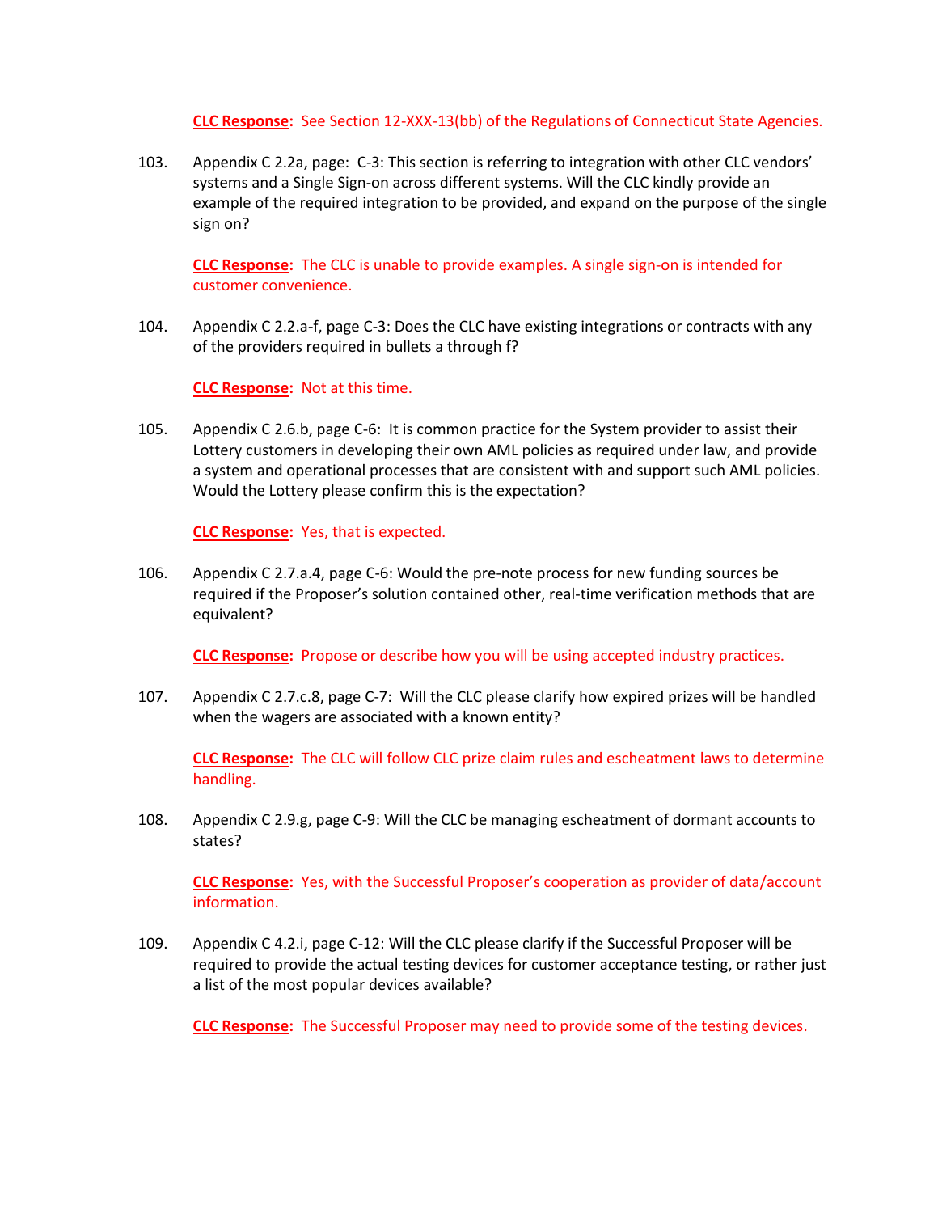**CLC Response:** See Section 12-XXX-13(bb) of the Regulations of Connecticut State Agencies.

103. Appendix C 2.2a, page: C-3: This section is referring to integration with other CLC vendors' systems and a Single Sign-on across different systems. Will the CLC kindly provide an example of the required integration to be provided, and expand on the purpose of the single sign on?

    **CLC Response:** The CLC is unable to provide examples. A single sign-on is intended for customer convenience.

104. Appendix C 2.2.a-f, page C-3: Does the CLC have existing integrations or contracts with any of the providers required in bullets a through f?

    **CLC Response:** Not at this time.

105. Appendix C 2.6.b, page C-6: It is common practice for the System provider to assist their Lottery customers in developing their own AML policies as required under law, and provide a system and operational processes that are consistent with and support such AML policies. Would the Lottery please confirm this is the expectation?

    **CLC Response:** Yes, that is expected.

106. Appendix C 2.7.a.4, page C-6: Would the pre-note process for new funding sources be required if the Proposer's solution contained other, real-time verification methods that are equivalent?

    **CLC Response:** Propose or describe how you will be using accepted industry practices.

107. Appendix C 2.7.c.8, page C-7: Will the CLC please clarify how expired prizes will be handled when the wagers are associated with a known entity?

    **CLC Response:** The CLC will follow CLC prize claim rules and escheatment laws to determine handling.

108. Appendix C 2.9.g, page C-9: Will the CLC be managing escheatment of dormant accounts to states?

    **CLC Response:** Yes, with the Successful Proposer's cooperation as provider of data/account information.

109. Appendix C 4.2.i, page C-12: Will the CLC please clarify if the Successful Proposer will be required to provide the actual testing devices for customer acceptance testing, or rather just a list of the most popular devices available?

    **CLC Response:** The Successful Proposer may need to provide some of the testing devices.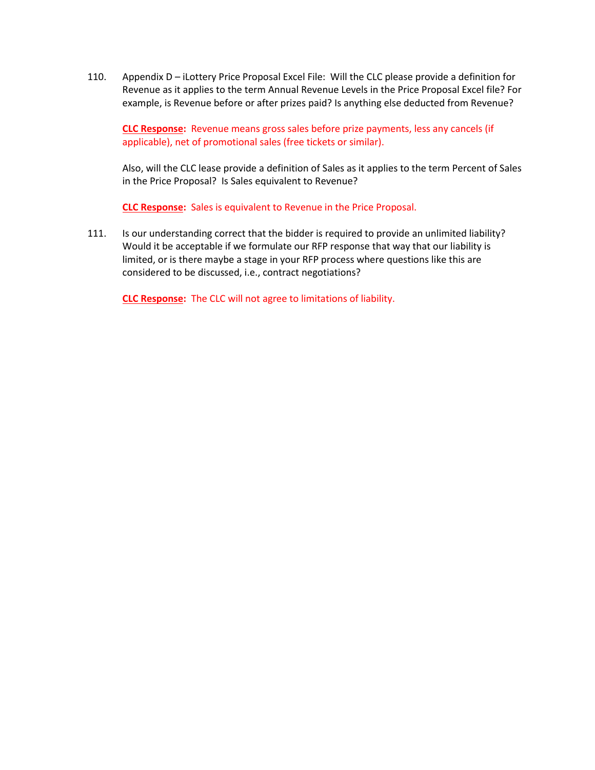110. Appendix D – iLottery Price Proposal Excel File: Will the CLC please provide a definition for Revenue as it applies to the term Annual Revenue Levels in the Price Proposal Excel file? For example, is Revenue before or after prizes paid? Is anything else deducted from Revenue?

     **CLC Response:** Revenue means gross sales before prize payments, less any cancels (if applicable), net of promotional sales (free tickets or similar).

     Also, will the CLC lease provide a definition of Sales as it applies to the term Percent of Sales in the Price Proposal? Is Sales equivalent to Revenue?

     **CLC Response:** Sales is equivalent to Revenue in the Price Proposal.

111. Is our understanding correct that the bidder is required to provide an unlimited liability? Would it be acceptable if we formulate our RFP response that way that our liability is limited, or is there maybe a stage in your RFP process where questions like this are considered to be discussed, i.e., contract negotiations?

     **CLC Response:** The CLC will not agree to limitations of liability.